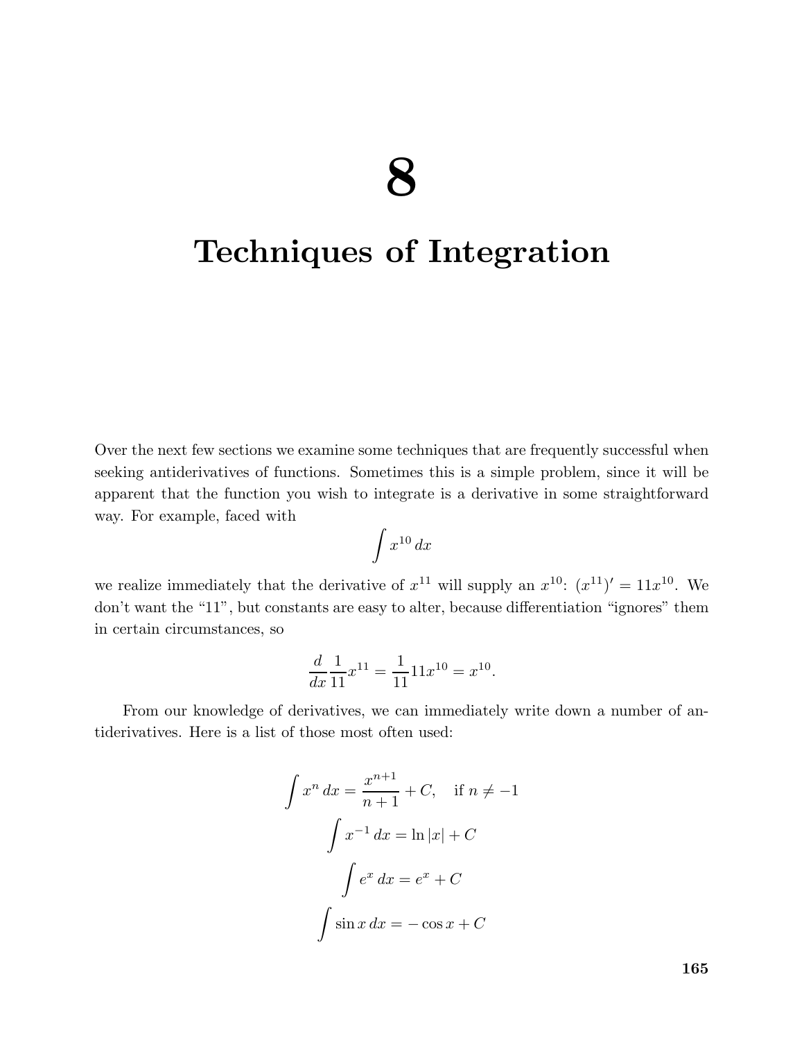# 8

# Techniques of Integration

Over the next few sections we examine some techniques that are frequently successful when seeking antiderivatives of functions. Sometimes this is a simple problem, since it will be apparent that the function you wish to integrate is a derivative in some straightforward way. For example, faced with

$$\int x^{10}\,dx$$

we realize immediately that the derivative of $x^{11}$ will supply an $x^{10}$: $(x^{11})' = 11x^{10}$. We don't want the "11", but constants are easy to alter, because differentiation "ignores" them in certain circumstances, so

$$\frac{d}{dx}\frac{1}{11}x^{11} = \frac{1}{11}11x^{10} = x^{10}.$$

From our knowledge of derivatives, we can immediately write down a number of antiderivatives. Here is a list of those most often used:

$$\int x^n\,dx = \frac{x^{n+1}}{n+1} + C, \quad \text{if } n \neq -1$$

$$\int x^{-1}\,dx = \ln|x| + C$$

$$\int e^x\,dx = e^x + C$$

$$\int \sin x\,dx = -\cos x + C$$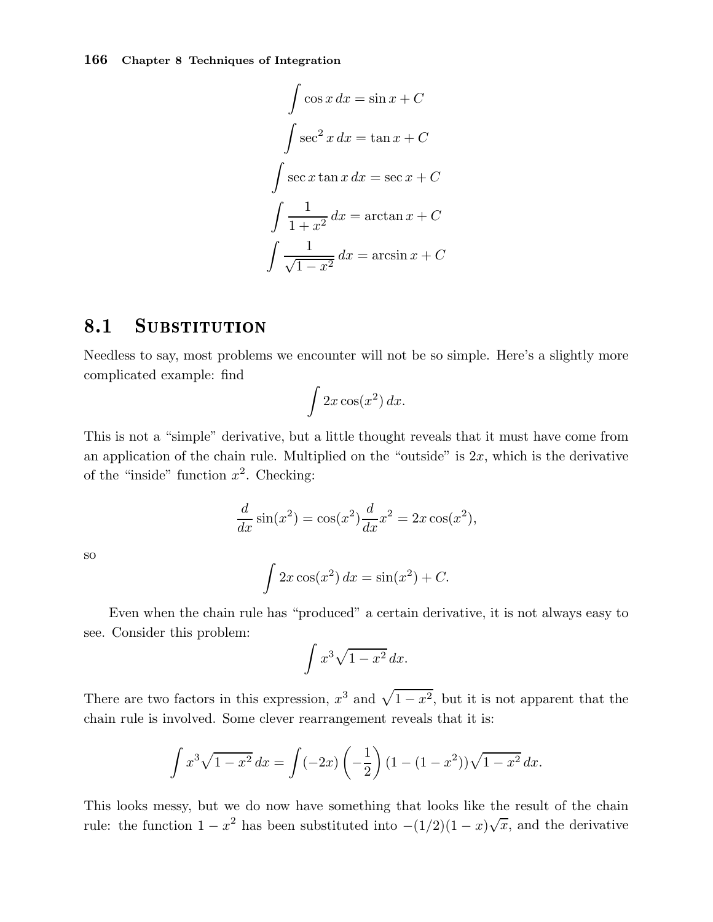$$\int \cos x \, dx = \sin x + C$$

$$\int \sec^2 x \, dx = \tan x + C$$

$$\int \sec x \tan x \, dx = \sec x + C$$

$$\int \frac{1}{1+x^2} \, dx = \arctan x + C$$

$$\int \frac{1}{\sqrt{1-x^2}} \, dx = \arcsin x + C$$

## 8.1 Substitution

Needless to say, most problems we encounter will not be so simple. Here's a slightly more complicated example: find

$$\int 2x \cos(x^2) \, dx.$$

This is not a "simple" derivative, but a little thought reveals that it must have come from an application of the chain rule. Multiplied on the "outside" is $2x$, which is the derivative of the "inside" function $x^2$. Checking:

$$\frac{d}{dx} \sin(x^2) = \cos(x^2) \frac{d}{dx} x^2 = 2x \cos(x^2),$$

so

$$\int 2x \cos(x^2) \, dx = \sin(x^2) + C.$$

Even when the chain rule has "produced" a certain derivative, it is not always easy to see. Consider this problem:

$$\int x^3 \sqrt{1-x^2} \, dx.$$

There are two factors in this expression, $x^3$ and $\sqrt{1-x^2}$, but it is not apparent that the chain rule is involved. Some clever rearrangement reveals that it is:

$$\int x^3 \sqrt{1-x^2} \, dx = \int (-2x) \left(-\frac{1}{2}\right) (1-(1-x^2)) \sqrt{1-x^2} \, dx.$$

This looks messy, but we do now have something that looks like the result of the chain rule: the function $1-x^2$ has been substituted into $-(1/2)(1-x)\sqrt{x}$, and the derivative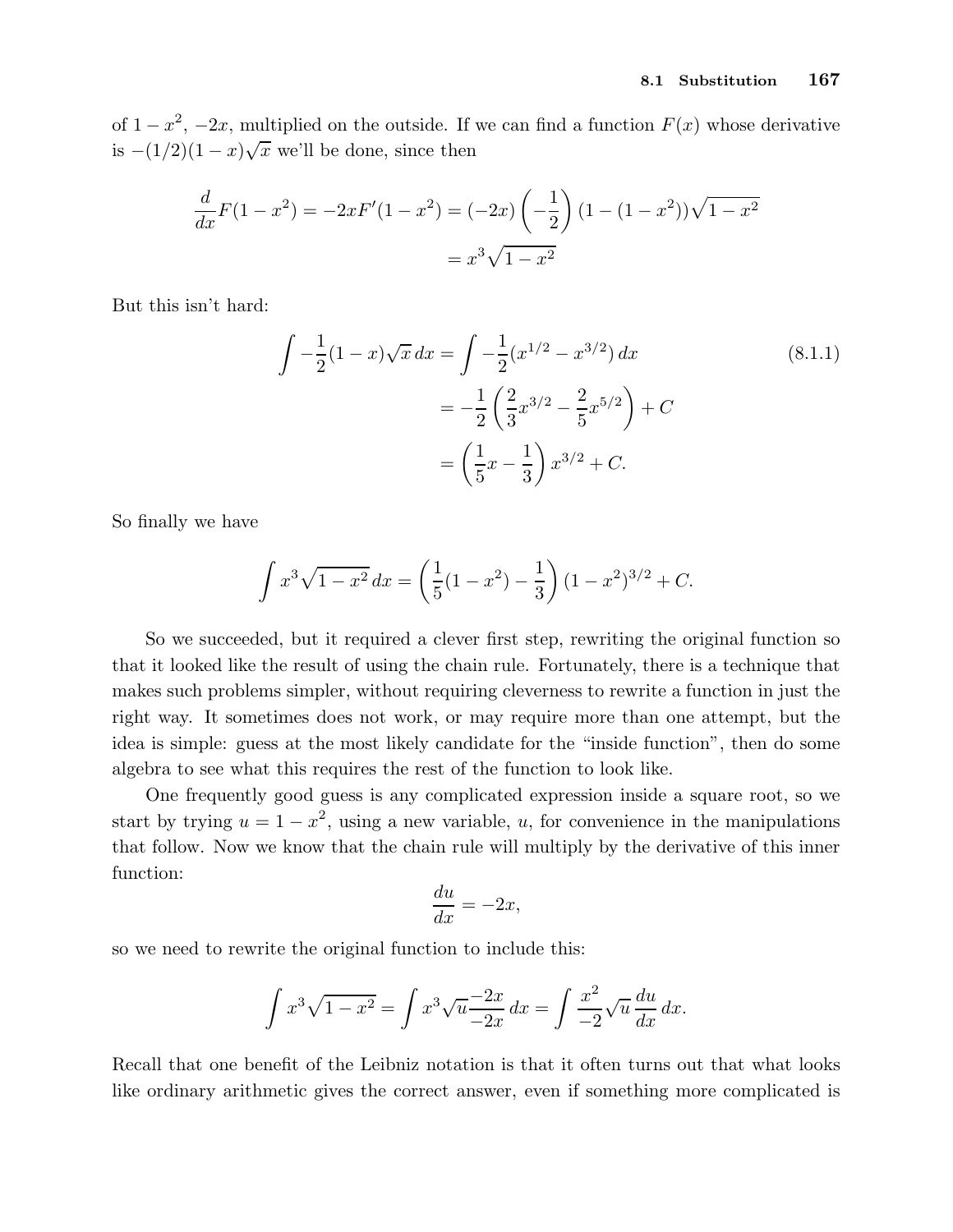of $1-x^2$, $-2x$, multiplied on the outside. If we can find a function $F(x)$ whose derivative is $-(1/2)(1-x)\sqrt{x}$ we'll be done, since then

$$\begin{aligned}\frac{d}{dx}F(1-x^2) = -2xF'(1-x^2) &= (-2x)\left(-\frac{1}{2}\right)(1-(1-x^2))\sqrt{1-x^2}\\ &= x^3\sqrt{1-x^2}\end{aligned}$$

But this isn't hard:

$$\begin{aligned}\int -\frac{1}{2}(1-x)\sqrt{x}\,dx &= \int -\frac{1}{2}(x^{1/2}-x^{3/2})\,dx \qquad (8.1.1)\\ &= -\frac{1}{2}\left(\frac{2}{3}x^{3/2}-\frac{2}{5}x^{5/2}\right)+C\\ &= \left(\frac{1}{5}x-\frac{1}{3}\right)x^{3/2}+C.\end{aligned}$$

So finally we have

$$\int x^3\sqrt{1-x^2}\,dx = \left(\frac{1}{5}(1-x^2)-\frac{1}{3}\right)(1-x^2)^{3/2}+C.$$

So we succeeded, but it required a clever first step, rewriting the original function so that it looked like the result of using the chain rule. Fortunately, there is a technique that makes such problems simpler, without requiring cleverness to rewrite a function in just the right way. It sometimes does not work, or may require more than one attempt, but the idea is simple: guess at the most likely candidate for the "inside function", then do some algebra to see what this requires the rest of the function to look like.

One frequently good guess is any complicated expression inside a square root, so we start by trying $u = 1-x^2$, using a new variable, $u$, for convenience in the manipulations that follow. Now we know that the chain rule will multiply by the derivative of this inner function:

$$\frac{du}{dx} = -2x,$$

so we need to rewrite the original function to include this:

$$\int x^3\sqrt{1-x^2} = \int x^3\sqrt{u}\frac{-2x}{-2x}\,dx = \int \frac{x^2}{-2}\sqrt{u}\,\frac{du}{dx}\,dx.$$

Recall that one benefit of the Leibniz notation is that it often turns out that what looks like ordinary arithmetic gives the correct answer, even if something more complicated is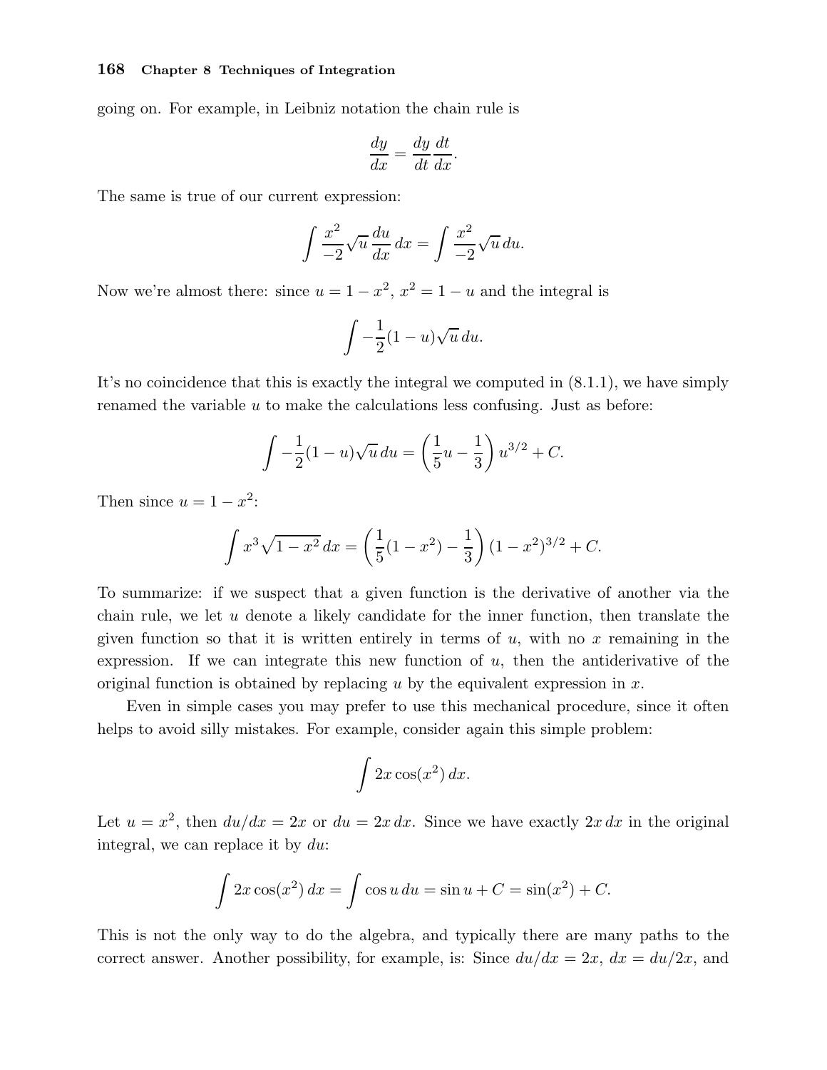going on. For example, in Leibniz notation the chain rule is

$$\frac{dy}{dx} = \frac{dy}{dt}\frac{dt}{dx}.$$

The same is true of our current expression:

$$\int \frac{x^2}{-2}\sqrt{u}\,\frac{du}{dx}\,dx = \int \frac{x^2}{-2}\sqrt{u}\,du.$$

Now we're almost there: since $u = 1 - x^2$, $x^2 = 1 - u$ and the integral is

$$\int -\frac{1}{2}(1-u)\sqrt{u}\,du.$$

It's no coincidence that this is exactly the integral we computed in (8.1.1), we have simply renamed the variable $u$ to make the calculations less confusing. Just as before:

$$\int -\frac{1}{2}(1-u)\sqrt{u}\,du = \left(\frac{1}{5}u - \frac{1}{3}\right)u^{3/2} + C.$$

Then since $u = 1 - x^2$:

$$\int x^3\sqrt{1-x^2}\,dx = \left(\frac{1}{5}(1-x^2) - \frac{1}{3}\right)(1-x^2)^{3/2} + C.$$

To summarize: if we suspect that a given function is the derivative of another via the chain rule, we let $u$ denote a likely candidate for the inner function, then translate the given function so that it is written entirely in terms of $u$, with no $x$ remaining in the expression. If we can integrate this new function of $u$, then the antiderivative of the original function is obtained by replacing $u$ by the equivalent expression in $x$.

Even in simple cases you may prefer to use this mechanical procedure, since it often helps to avoid silly mistakes. For example, consider again this simple problem:

$$\int 2x\cos(x^2)\,dx.$$

Let $u = x^2$, then $du/dx = 2x$ or $du = 2x\,dx$. Since we have exactly $2x\,dx$ in the original integral, we can replace it by $du$:

$$\int 2x\cos(x^2)\,dx = \int \cos u\,du = \sin u + C = \sin(x^2) + C.$$

This is not the only way to do the algebra, and typically there are many paths to the correct answer. Another possibility, for example, is: Since $du/dx = 2x$, $dx = du/2x$, and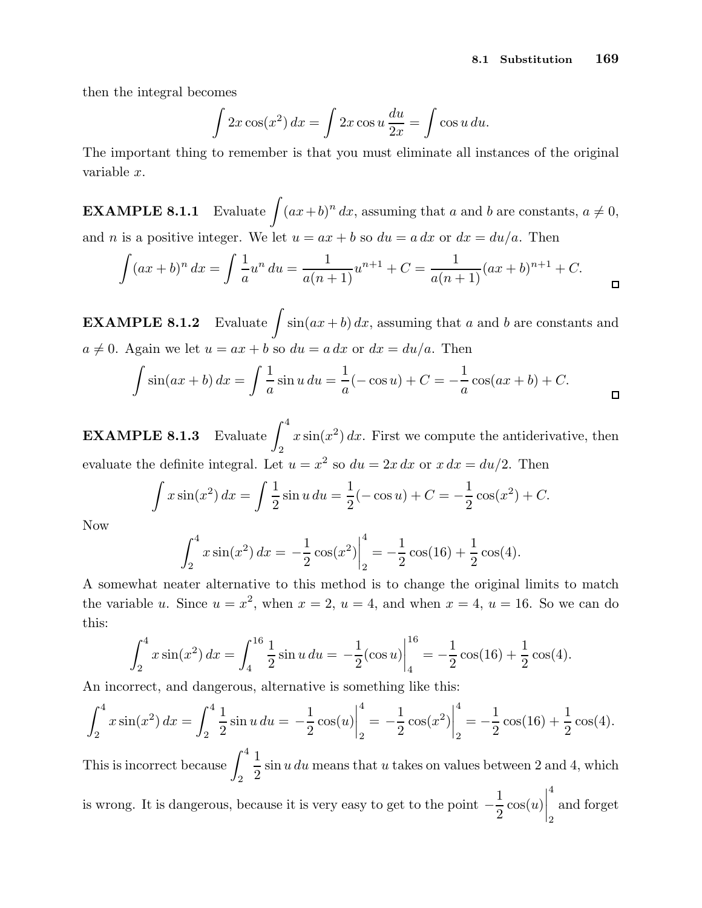then the integral becomes

$$\int 2x\cos(x^2)\,dx = \int 2x\cos u\,\frac{du}{2x} = \int \cos u\,du.$$

The important thing to remember is that you must eliminate all instances of the original variable $x$.

**EXAMPLE 8.1.1** Evaluate $\int (ax+b)^n\,dx$, assuming that $a$ and $b$ are constants, $a \neq 0$, and $n$ is a positive integer. We let $u = ax + b$ so $du = a\,dx$ or $dx = du/a$. Then

$$\int (ax+b)^n\,dx = \int \frac{1}{a}u^n\,du = \frac{1}{a(n+1)}u^{n+1} + C = \frac{1}{a(n+1)}(ax+b)^{n+1} + C.$$

□

**EXAMPLE 8.1.2** Evaluate $\int \sin(ax+b)\,dx$, assuming that $a$ and $b$ are constants and $a \neq 0$. Again we let $u = ax + b$ so $du = a\,dx$ or $dx = du/a$. Then

$$\int \sin(ax+b)\,dx = \int \frac{1}{a}\sin u\,du = \frac{1}{a}(-\cos u) + C = -\frac{1}{a}\cos(ax+b) + C.$$

□

**EXAMPLE 8.1.3** Evaluate $\int_2^4 x\sin(x^2)\,dx$. First we compute the antiderivative, then evaluate the definite integral. Let $u = x^2$ so $du = 2x\,dx$ or $x\,dx = du/2$. Then

$$\int x\sin(x^2)\,dx = \int \frac{1}{2}\sin u\,du = \frac{1}{2}(-\cos u) + C = -\frac{1}{2}\cos(x^2) + C.$$

Now

$$\int_2^4 x\sin(x^2)\,dx = -\frac{1}{2}\cos(x^2)\bigg|_2^4 = -\frac{1}{2}\cos(16) + \frac{1}{2}\cos(4).$$

A somewhat neater alternative to this method is to change the original limits to match the variable $u$. Since $u = x^2$, when $x = 2$, $u = 4$, and when $x = 4$, $u = 16$. So we can do this:

$$\int_2^4 x\sin(x^2)\,dx = \int_4^{16} \frac{1}{2}\sin u\,du = -\frac{1}{2}(\cos u)\bigg|_4^{16} = -\frac{1}{2}\cos(16) + \frac{1}{2}\cos(4).$$

An incorrect, and dangerous, alternative is something like this:

$$\int_2^4 x\sin(x^2)\,dx = \int_2^4 \frac{1}{2}\sin u\,du = -\frac{1}{2}\cos(u)\bigg|_2^4 = -\frac{1}{2}\cos(x^2)\bigg|_2^4 = -\frac{1}{2}\cos(16) + \frac{1}{2}\cos(4).$$

This is incorrect because $\int_2^4 \frac{1}{2}\sin u\,du$ means that $u$ takes on values between 2 and 4, which is wrong. It is dangerous, because it is very easy to get to the point $-\frac{1}{2}\cos(u)\Big|_2^4$ and forget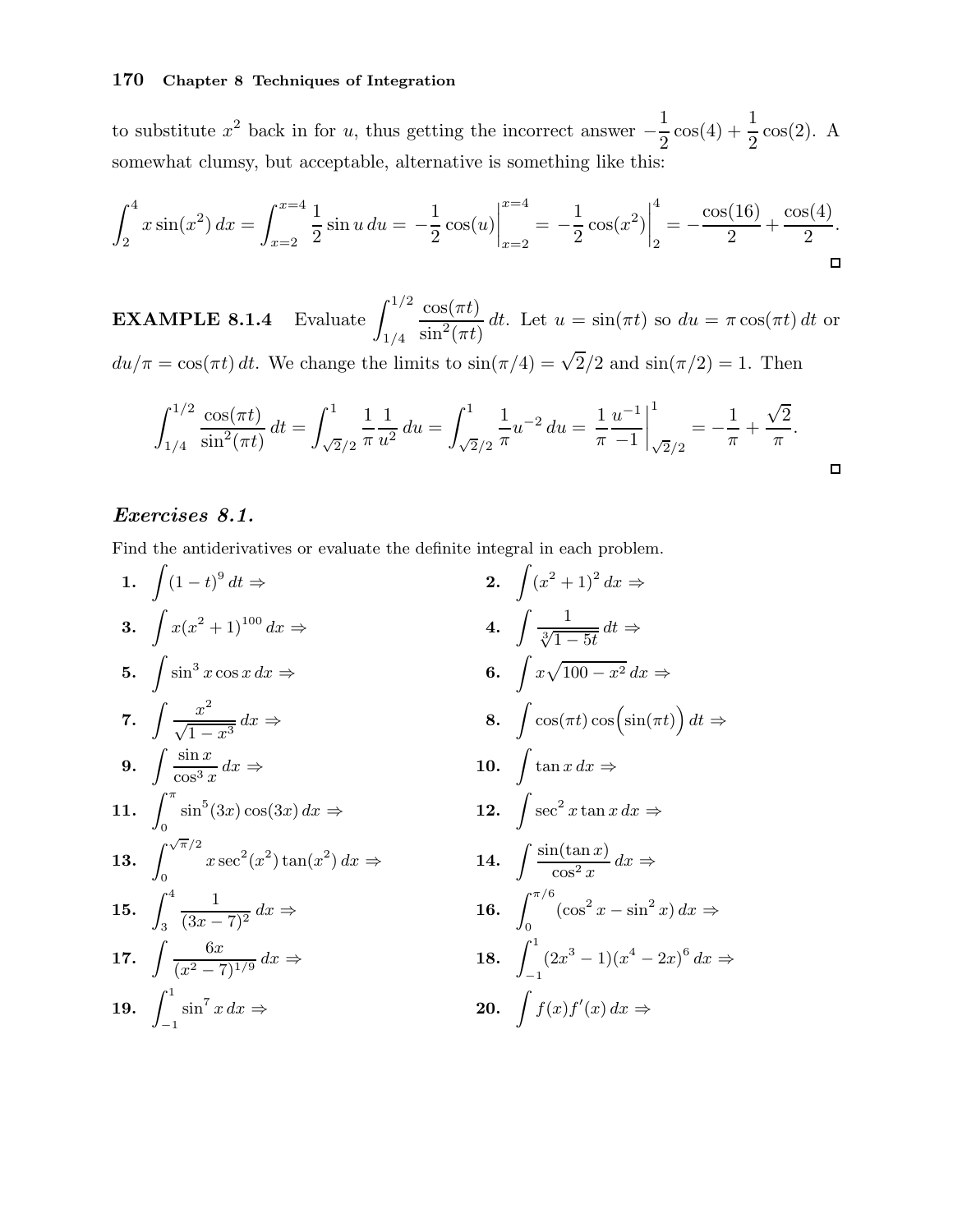to substitute $x^2$ back in for $u$, thus getting the incorrect answer $-\frac{1}{2}\cos(4) + \frac{1}{2}\cos(2)$. A somewhat clumsy, but acceptable, alternative is something like this:

$$\int_2^4 x\sin(x^2)\,dx = \int_{x=2}^{x=4} \frac{1}{2}\sin u\,du = -\frac{1}{2}\cos(u)\Big|_{x=2}^{x=4} = -\frac{1}{2}\cos(x^2)\Big|_2^4 = -\frac{\cos(16)}{2} + \frac{\cos(4)}{2}.$$

□

**EXAMPLE 8.1.4** Evaluate $\displaystyle\int_{1/4}^{1/2} \frac{\cos(\pi t)}{\sin^2(\pi t)}\,dt$. Let $u = \sin(\pi t)$ so $du = \pi\cos(\pi t)\,dt$ or $du/\pi = \cos(\pi t)\,dt$. We change the limits to $\sin(\pi/4) = \sqrt{2}/2$ and $\sin(\pi/2) = 1$. Then

$$\int_{1/4}^{1/2} \frac{\cos(\pi t)}{\sin^2(\pi t)}\,dt = \int_{\sqrt{2}/2}^{1} \frac{1}{\pi}\frac{1}{u^2}\,du = \int_{\sqrt{2}/2}^{1} \frac{1}{\pi}u^{-2}\,du = \frac{1}{\pi}\frac{u^{-1}}{-1}\Big|_{\sqrt{2}/2}^{1} = -\frac{1}{\pi} + \frac{\sqrt{2}}{\pi}.$$

□

## *Exercises 8.1.*

Find the antiderivatives or evaluate the definite integral in each problem.

**1.** $\displaystyle\int (1-t)^9\,dt \Rightarrow$

**2.** $\displaystyle\int (x^2+1)^2\,dx \Rightarrow$

**3.** $\displaystyle\int x(x^2+1)^{100}\,dx \Rightarrow$

**4.** $\displaystyle\int \frac{1}{\sqrt[3]{1-5t}}\,dt \Rightarrow$

**5.** $\displaystyle\int \sin^3 x\cos x\,dx \Rightarrow$

**6.** $\displaystyle\int x\sqrt{100-x^2}\,dx \Rightarrow$

**7.** $\displaystyle\int \frac{x^2}{\sqrt{1-x^3}}\,dx \Rightarrow$

**8.** $\displaystyle\int \cos(\pi t)\cos\big(\sin(\pi t)\big)\,dt \Rightarrow$

**9.** $\displaystyle\int \frac{\sin x}{\cos^3 x}\,dx \Rightarrow$

**10.** $\displaystyle\int \tan x\,dx \Rightarrow$

**11.** $\displaystyle\int_0^\pi \sin^5(3x)\cos(3x)\,dx \Rightarrow$

**12.** $\displaystyle\int \sec^2 x\tan x\,dx \Rightarrow$

**13.** $\displaystyle\int_0^{\sqrt{\pi}/2} x\sec^2(x^2)\tan(x^2)\,dx \Rightarrow$

**14.** $\displaystyle\int \frac{\sin(\tan x)}{\cos^2 x}\,dx \Rightarrow$

**15.** $\displaystyle\int_3^4 \frac{1}{(3x-7)^2}\,dx \Rightarrow$

**16.** $\displaystyle\int_0^{\pi/6} (\cos^2 x - \sin^2 x)\,dx \Rightarrow$

**17.** $\displaystyle\int \frac{6x}{(x^2-7)^{1/9}}\,dx \Rightarrow$

**18.** $\displaystyle\int_{-1}^{1} (2x^3-1)(x^4-2x)^6\,dx \Rightarrow$

**19.** $\displaystyle\int_{-1}^{1} \sin^7 x\,dx \Rightarrow$

**20.** $\displaystyle\int f(x)f'(x)\,dx \Rightarrow$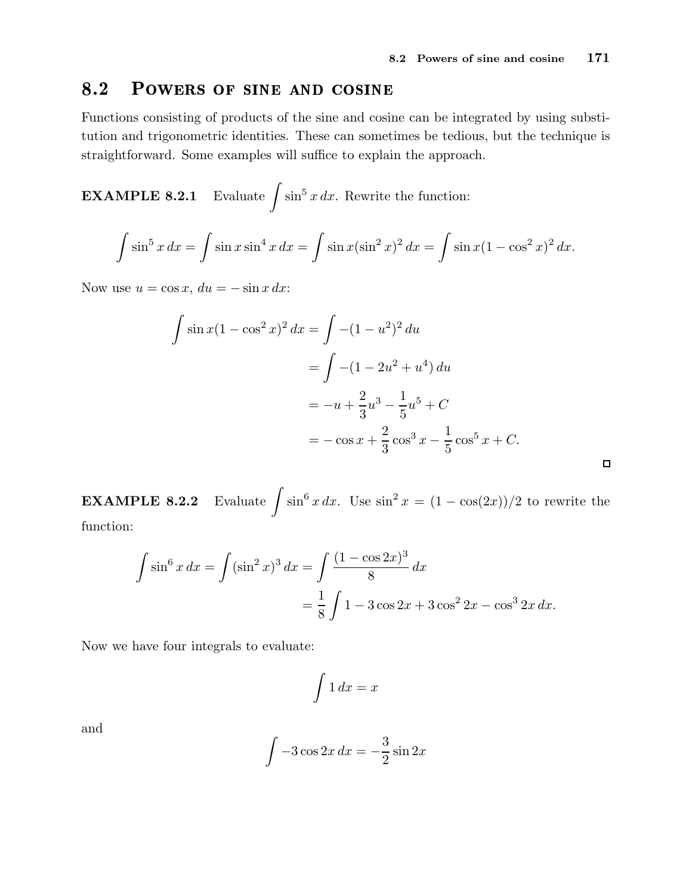## 8.2 Powers of sine and cosine

Functions consisting of products of the sine and cosine can be integrated by using substitution and trigonometric identities. These can sometimes be tedious, but the technique is straightforward. Some examples will suffice to explain the approach.

**EXAMPLE 8.2.1** Evaluate $\int \sin^5 x\,dx$. Rewrite the function:

$$\int \sin^5 x\,dx = \int \sin x \sin^4 x\,dx = \int \sin x(\sin^2 x)^2\,dx = \int \sin x(1-\cos^2 x)^2\,dx.$$

Now use $u = \cos x$, $du = -\sin x\,dx$:

$$\begin{aligned}
\int \sin x(1-\cos^2 x)^2\,dx &= \int -(1-u^2)^2\,du \\
&= \int -(1-2u^2+u^4)\,du \\
&= -u + \frac{2}{3}u^3 - \frac{1}{5}u^5 + C \\
&= -\cos x + \frac{2}{3}\cos^3 x - \frac{1}{5}\cos^5 x + C.
\end{aligned}$$

□

**EXAMPLE 8.2.2** Evaluate $\int \sin^6 x\,dx$. Use $\sin^2 x = (1-\cos(2x))/2$ to rewrite the function:

$$\begin{aligned}
\int \sin^6 x\,dx = \int (\sin^2 x)^3\,dx &= \int \frac{(1-\cos 2x)^3}{8}\,dx \\
&= \frac{1}{8}\int 1 - 3\cos 2x + 3\cos^2 2x - \cos^3 2x\,dx.
\end{aligned}$$

Now we have four integrals to evaluate:

$$\int 1\,dx = x$$

and

$$\int -3\cos 2x\,dx = -\frac{3}{2}\sin 2x$$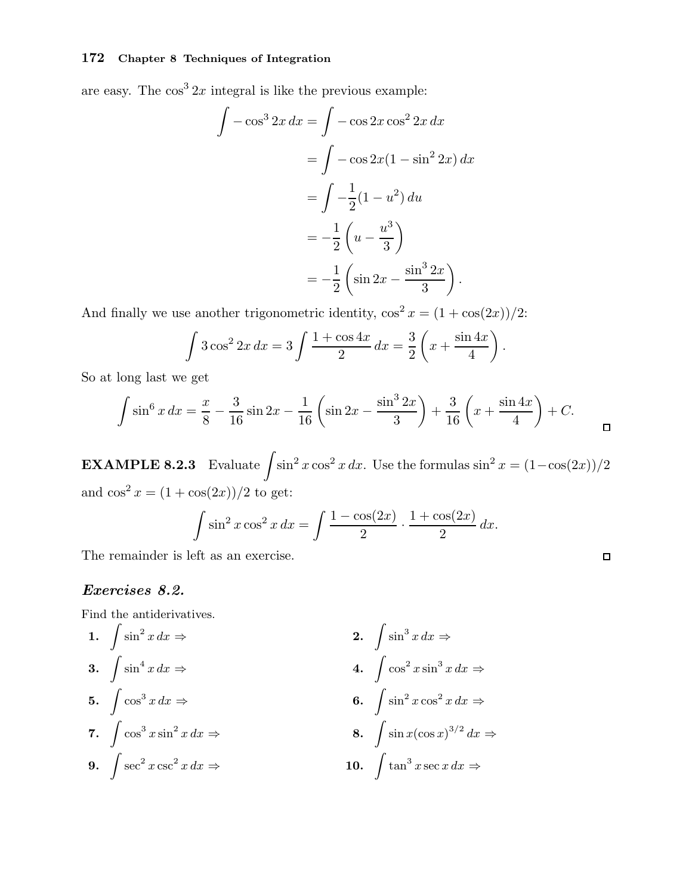are easy. The $\cos^3 2x$ integral is like the previous example:

$$\begin{aligned}
\int -\cos^3 2x\,dx &= \int -\cos 2x \cos^2 2x\,dx \\
&= \int -\cos 2x(1-\sin^2 2x)\,dx \\
&= \int -\frac{1}{2}(1-u^2)\,du \\
&= -\frac{1}{2}\left(u - \frac{u^3}{3}\right) \\
&= -\frac{1}{2}\left(\sin 2x - \frac{\sin^3 2x}{3}\right).
\end{aligned}$$

And finally we use another trigonometric identity, $\cos^2 x = (1+\cos(2x))/2$:

$$\int 3\cos^2 2x\,dx = 3\int \frac{1+\cos 4x}{2}\,dx = \frac{3}{2}\left(x + \frac{\sin 4x}{4}\right).$$

So at long last we get

$$\int \sin^6 x\,dx = \frac{x}{8} - \frac{3}{16}\sin 2x - \frac{1}{16}\left(\sin 2x - \frac{\sin^3 2x}{3}\right) + \frac{3}{16}\left(x + \frac{\sin 4x}{4}\right) + C.$$

□

**EXAMPLE 8.2.3** Evaluate $\int \sin^2 x \cos^2 x\,dx$. Use the formulas $\sin^2 x = (1-\cos(2x))/2$ and $\cos^2 x = (1+\cos(2x))/2$ to get:

$$\int \sin^2 x \cos^2 x\,dx = \int \frac{1-\cos(2x)}{2} \cdot \frac{1+\cos(2x)}{2}\,dx.$$

The remainder is left as an exercise. □

## *Exercises 8.2.*

Find the antiderivatives.

**1.** $\int \sin^2 x\,dx \Rightarrow$

**2.** $\int \sin^3 x\,dx \Rightarrow$

**3.** $\int \sin^4 x\,dx \Rightarrow$

**4.** $\int \cos^2 x \sin^3 x\,dx \Rightarrow$

**5.** $\int \cos^3 x\,dx \Rightarrow$

**6.** $\int \sin^2 x \cos^2 x\,dx \Rightarrow$

**7.** $\int \cos^3 x \sin^2 x\,dx \Rightarrow$

**8.** $\int \sin x (\cos x)^{3/2}\,dx \Rightarrow$

**9.** $\int \sec^2 x \csc^2 x\,dx \Rightarrow$

**10.** $\int \tan^3 x \sec x\,dx \Rightarrow$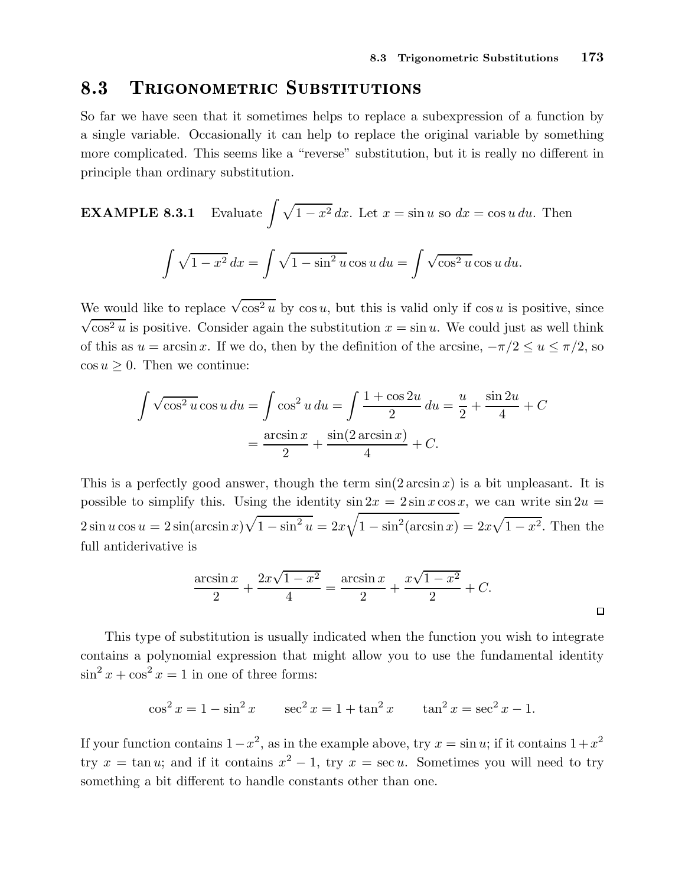## 8.3 Trigonometric Substitutions

So far we have seen that it sometimes helps to replace a subexpression of a function by a single variable. Occasionally it can help to replace the original variable by something more complicated. This seems like a "reverse" substitution, but it is really no different in principle than ordinary substitution.

**EXAMPLE 8.3.1** Evaluate $\int \sqrt{1-x^2}\,dx$. Let $x = \sin u$ so $dx = \cos u\,du$. Then

$$\int \sqrt{1-x^2}\,dx = \int \sqrt{1-\sin^2 u}\cos u\,du = \int \sqrt{\cos^2 u}\cos u\,du.$$

We would like to replace $\sqrt{\cos^2 u}$ by $\cos u$, but this is valid only if $\cos u$ is positive, since $\sqrt{\cos^2 u}$ is positive. Consider again the substitution $x = \sin u$. We could just as well think of this as $u = \arcsin x$. If we do, then by the definition of the arcsine, $-\pi/2 \le u \le \pi/2$, so $\cos u \ge 0$. Then we continue:

$$\begin{aligned}\int \sqrt{\cos^2 u}\cos u\,du &= \int \cos^2 u\,du = \int \frac{1+\cos 2u}{2}\,du = \frac{u}{2} + \frac{\sin 2u}{4} + C\\ &= \frac{\arcsin x}{2} + \frac{\sin(2\arcsin x)}{4} + C.\end{aligned}$$

This is a perfectly good answer, though the term $\sin(2\arcsin x)$ is a bit unpleasant. It is possible to simplify this. Using the identity $\sin 2x = 2\sin x\cos x$, we can write $\sin 2u = 2\sin u\cos u = 2\sin(\arcsin x)\sqrt{1-\sin^2 u} = 2x\sqrt{1-\sin^2(\arcsin x)} = 2x\sqrt{1-x^2}$. Then the full antiderivative is

$$\frac{\arcsin x}{2} + \frac{2x\sqrt{1-x^2}}{4} = \frac{\arcsin x}{2} + \frac{x\sqrt{1-x^2}}{2} + C.$$

□

This type of substitution is usually indicated when the function you wish to integrate contains a polynomial expression that might allow you to use the fundamental identity $\sin^2 x + \cos^2 x = 1$ in one of three forms:

$$\cos^2 x = 1 - \sin^2 x \qquad \sec^2 x = 1 + \tan^2 x \qquad \tan^2 x = \sec^2 x - 1.$$

If your function contains $1-x^2$, as in the example above, try $x = \sin u$; if it contains $1+x^2$ try $x = \tan u$; and if it contains $x^2-1$, try $x = \sec u$. Sometimes you will need to try something a bit different to handle constants other than one.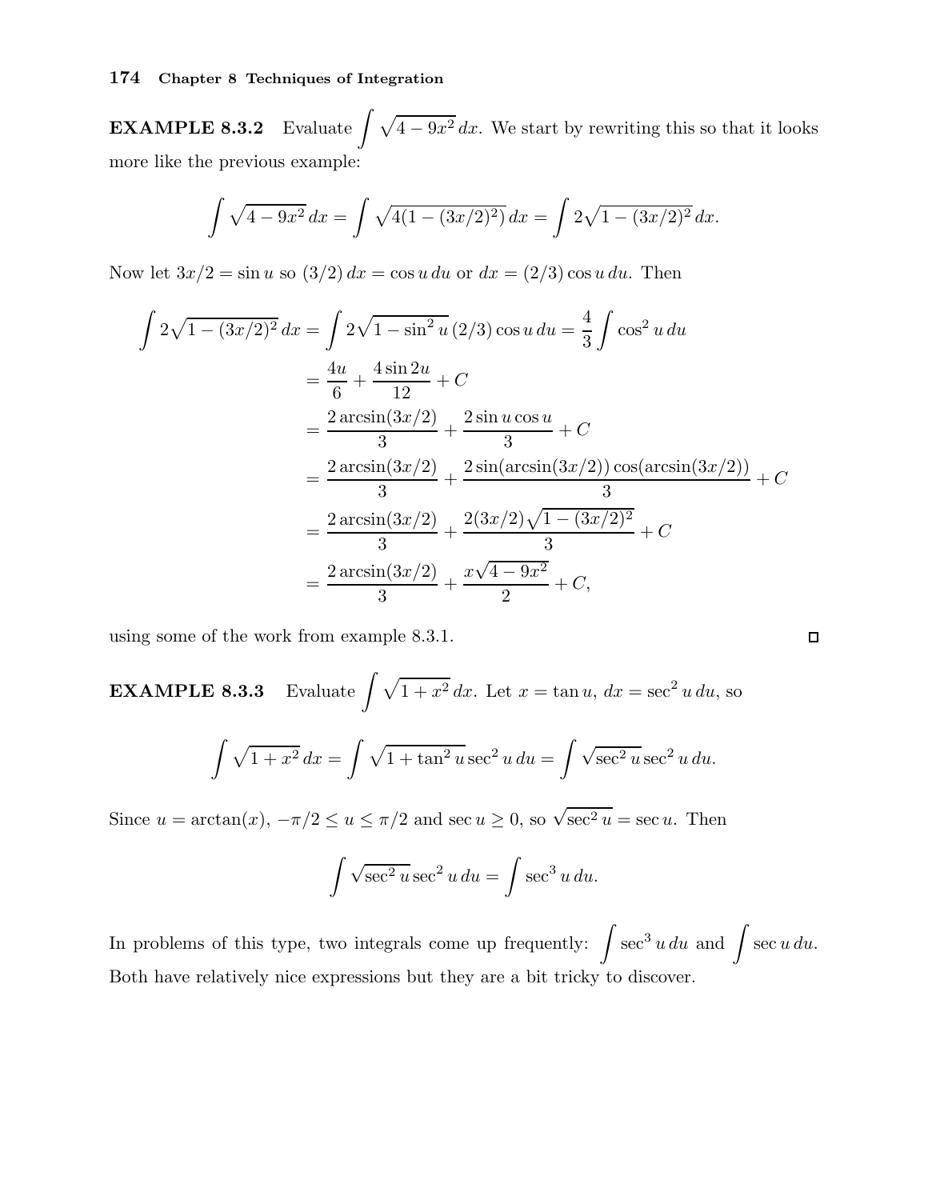**EXAMPLE 8.3.2** Evaluate $\int \sqrt{4-9x^2}\,dx$. We start by rewriting this so that it looks more like the previous example:

$$\int \sqrt{4-9x^2}\,dx = \int \sqrt{4(1-(3x/2)^2)}\,dx = \int 2\sqrt{1-(3x/2)^2}\,dx.$$

Now let $3x/2 = \sin u$ so $(3/2)\,dx = \cos u\,du$ or $dx = (2/3)\cos u\,du$. Then

$$\begin{aligned}
\int 2\sqrt{1-(3x/2)^2}\,dx &= \int 2\sqrt{1-\sin^2 u}\,(2/3)\cos u\,du = \frac{4}{3}\int \cos^2 u\,du \\
&= \frac{4u}{6} + \frac{4\sin 2u}{12} + C \\
&= \frac{2\arcsin(3x/2)}{3} + \frac{2\sin u\cos u}{3} + C \\
&= \frac{2\arcsin(3x/2)}{3} + \frac{2\sin(\arcsin(3x/2))\cos(\arcsin(3x/2))}{3} + C \\
&= \frac{2\arcsin(3x/2)}{3} + \frac{2(3x/2)\sqrt{1-(3x/2)^2}}{3} + C \\
&= \frac{2\arcsin(3x/2)}{3} + \frac{x\sqrt{4-9x^2}}{2} + C,
\end{aligned}$$

using some of the work from example 8.3.1. □

**EXAMPLE 8.3.3** Evaluate $\int \sqrt{1+x^2}\,dx$. Let $x = \tan u$, $dx = \sec^2 u\,du$, so

$$\int \sqrt{1+x^2}\,dx = \int \sqrt{1+\tan^2 u}\sec^2 u\,du = \int \sqrt{\sec^2 u}\sec^2 u\,du.$$

Since $u = \arctan(x)$, $-\pi/2 \le u \le \pi/2$ and $\sec u \ge 0$, so $\sqrt{\sec^2 u} = \sec u$. Then

$$\int \sqrt{\sec^2 u}\sec^2 u\,du = \int \sec^3 u\,du.$$

In problems of this type, two integrals come up frequently: $\int \sec^3 u\,du$ and $\int \sec u\,du$. Both have relatively nice expressions but they are a bit tricky to discover.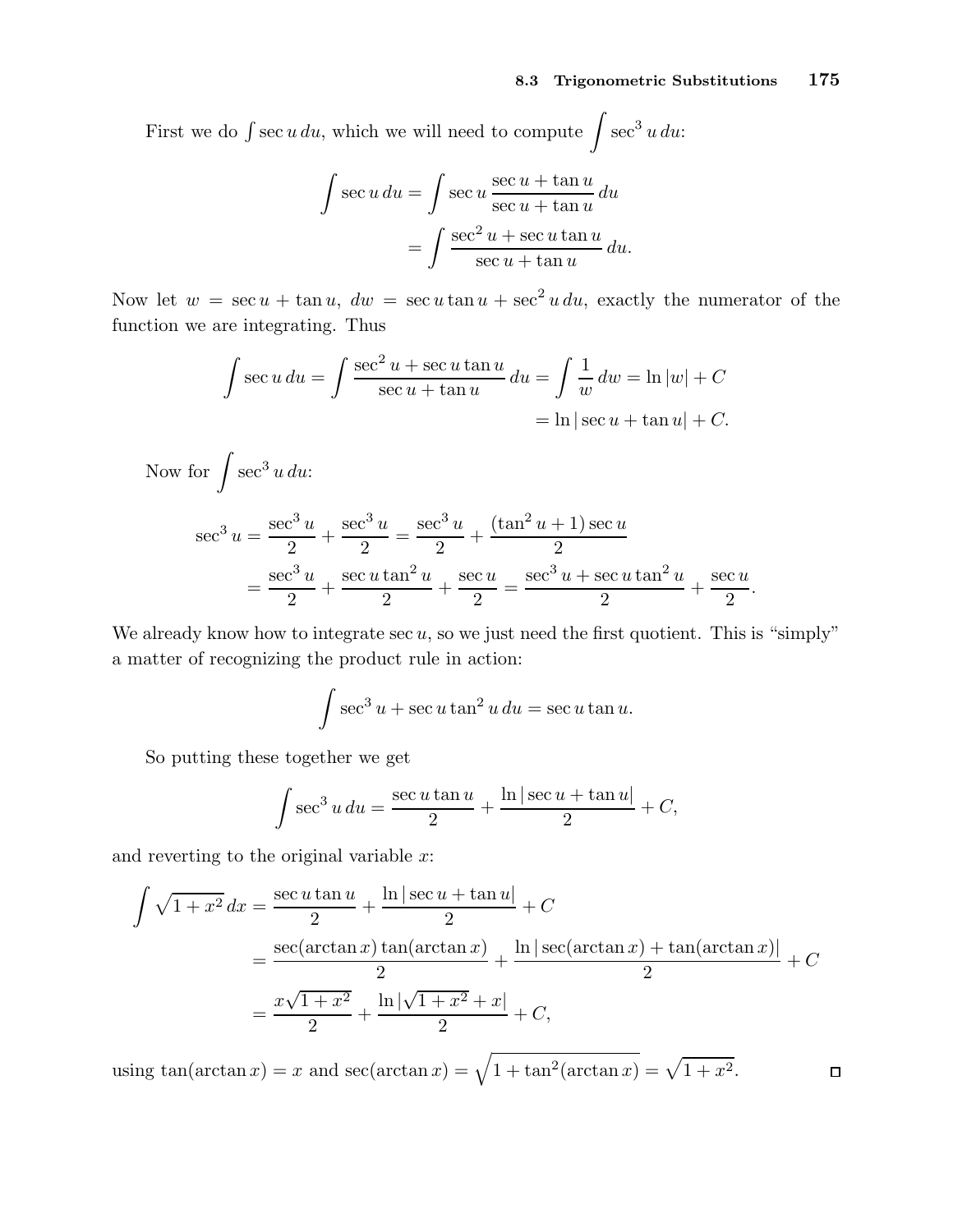First we do $\int \sec u\,du$, which we will need to compute $\displaystyle\int \sec^3 u\,du$:

$$\begin{aligned}\int \sec u\,du &= \int \sec u\,\frac{\sec u + \tan u}{\sec u + \tan u}\,du \\ &= \int \frac{\sec^2 u + \sec u \tan u}{\sec u + \tan u}\,du.\end{aligned}$$

Now let $w = \sec u + \tan u$, $dw = \sec u \tan u + \sec^2 u\,du$, exactly the numerator of the function we are integrating. Thus

$$\begin{aligned}\int \sec u\,du = \int \frac{\sec^2 u + \sec u \tan u}{\sec u + \tan u}\,du = \int \frac{1}{w}\,dw &= \ln|w| + C \\ &= \ln|\sec u + \tan u| + C.\end{aligned}$$

Now for $\displaystyle\int \sec^3 u\,du$:

$$\begin{aligned}\sec^3 u &= \frac{\sec^3 u}{2} + \frac{\sec^3 u}{2} = \frac{\sec^3 u}{2} + \frac{(\tan^2 u + 1)\sec u}{2} \\ &= \frac{\sec^3 u}{2} + \frac{\sec u \tan^2 u}{2} + \frac{\sec u}{2} = \frac{\sec^3 u + \sec u \tan^2 u}{2} + \frac{\sec u}{2}.\end{aligned}$$

We already know how to integrate $\sec u$, so we just need the first quotient. This is "simply" a matter of recognizing the product rule in action:

$$\int \sec^3 u + \sec u \tan^2 u\,du = \sec u \tan u.$$

So putting these together we get

$$\int \sec^3 u\,du = \frac{\sec u \tan u}{2} + \frac{\ln|\sec u + \tan u|}{2} + C,$$

and reverting to the original variable $x$:

$$\begin{aligned}\int \sqrt{1+x^2}\,dx &= \frac{\sec u \tan u}{2} + \frac{\ln|\sec u + \tan u|}{2} + C \\ &= \frac{\sec(\arctan x)\tan(\arctan x)}{2} + \frac{\ln|\sec(\arctan x) + \tan(\arctan x)|}{2} + C \\ &= \frac{x\sqrt{1+x^2}}{2} + \frac{\ln|\sqrt{1+x^2} + x|}{2} + C,\end{aligned}$$

using $\tan(\arctan x) = x$ and $\sec(\arctan x) = \sqrt{1 + \tan^2(\arctan x)} = \sqrt{1+x^2}$. □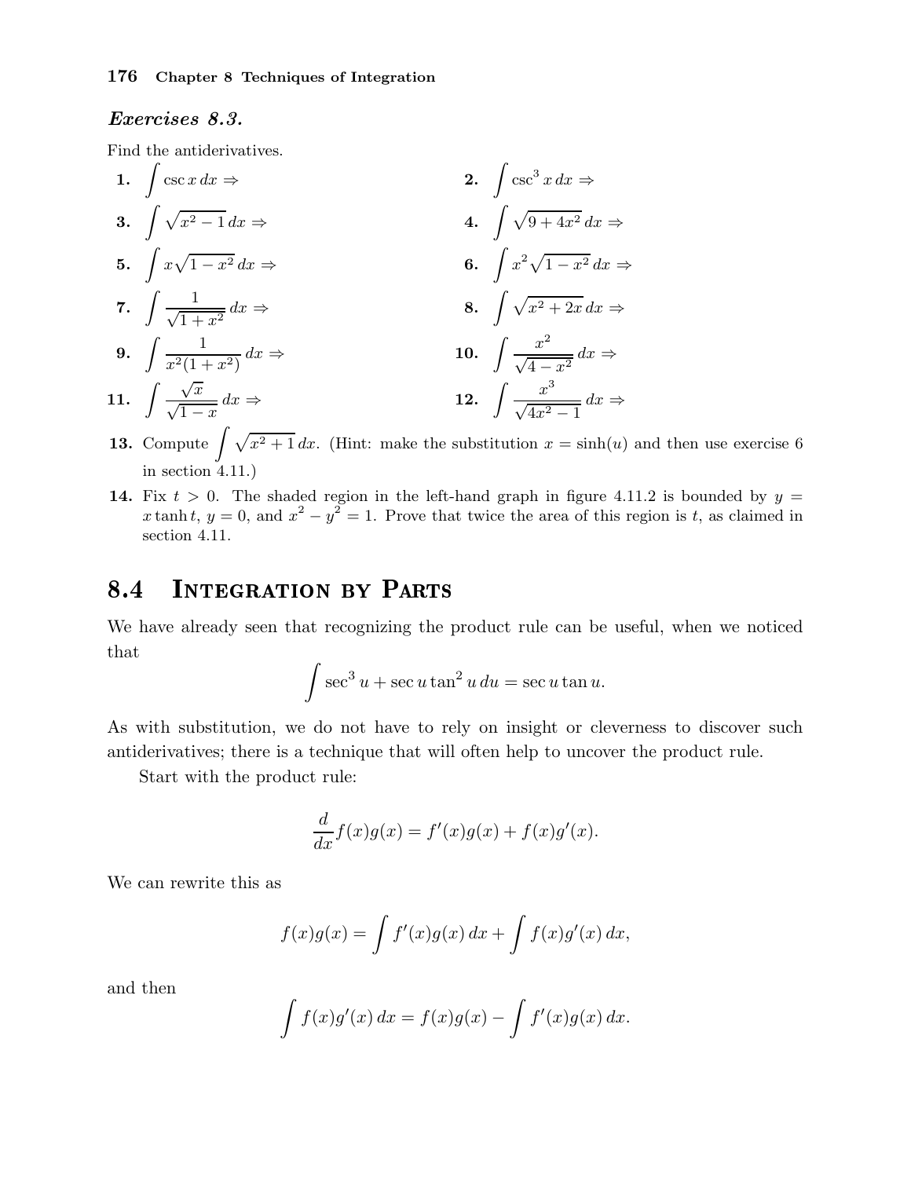### *Exercises 8.3.*

Find the antiderivatives.

**1.** $\int \csc x \, dx \Rightarrow$

**2.** $\int \csc^3 x \, dx \Rightarrow$

**3.** $\int \sqrt{x^2 - 1} \, dx \Rightarrow$

**4.** $\int \sqrt{9 + 4x^2} \, dx \Rightarrow$

**5.** $\int x\sqrt{1 - x^2} \, dx \Rightarrow$

**6.** $\int x^2\sqrt{1 - x^2} \, dx \Rightarrow$

**7.** $\int \frac{1}{\sqrt{1 + x^2}} \, dx \Rightarrow$

**8.** $\int \sqrt{x^2 + 2x} \, dx \Rightarrow$

**9.** $\int \frac{1}{x^2(1 + x^2)} \, dx \Rightarrow$

**10.** $\int \frac{x^2}{\sqrt{4 - x^2}} \, dx \Rightarrow$

**11.** $\int \frac{\sqrt{x}}{\sqrt{1 - x}} \, dx \Rightarrow$

**12.** $\int \frac{x^3}{\sqrt{4x^2 - 1}} \, dx \Rightarrow$

**13.** Compute $\int \sqrt{x^2 + 1} \, dx$. (Hint: make the substitution $x = \sinh(u)$ and then use exercise 6 in section 4.11.)

**14.** Fix $t > 0$. The shaded region in the left-hand graph in figure 4.11.2 is bounded by $y = x \tanh t$, $y = 0$, and $x^2 - y^2 = 1$. Prove that twice the area of this region is $t$, as claimed in section 4.11.

## 8.4 Integration by Parts

We have already seen that recognizing the product rule can be useful, when we noticed that

$$\int \sec^3 u + \sec u \tan^2 u \, du = \sec u \tan u.$$

As with substitution, we do not have to rely on insight or cleverness to discover such antiderivatives; there is a technique that will often help to uncover the product rule.

Start with the product rule:

$$\frac{d}{dx} f(x)g(x) = f'(x)g(x) + f(x)g'(x).$$

We can rewrite this as

$$f(x)g(x) = \int f'(x)g(x) \, dx + \int f(x)g'(x) \, dx,$$

and then

$$\int f(x)g'(x) \, dx = f(x)g(x) - \int f'(x)g(x) \, dx.$$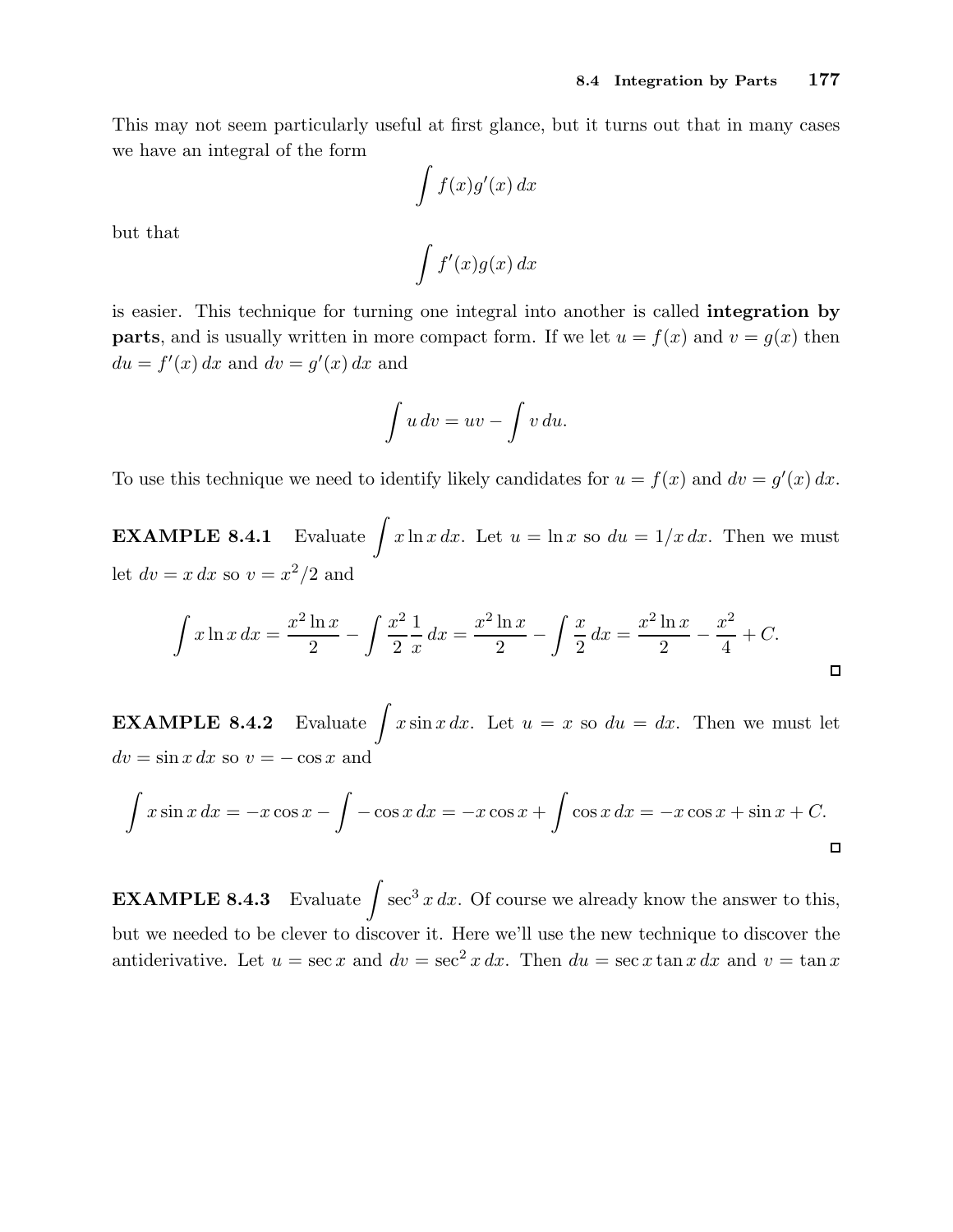This may not seem particularly useful at first glance, but it turns out that in many cases we have an integral of the form

$$\int f(x)g'(x)\,dx$$

but that

$$\int f'(x)g(x)\,dx$$

is easier. This technique for turning one integral into another is called **integration by parts**, and is usually written in more compact form. If we let $u = f(x)$ and $v = g(x)$ then $du = f'(x)\,dx$ and $dv = g'(x)\,dx$ and

$$\int u\,dv = uv - \int v\,du.$$

To use this technique we need to identify likely candidates for $u = f(x)$ and $dv = g'(x)\,dx$.

**EXAMPLE 8.4.1** Evaluate $\displaystyle\int x\ln x\,dx$. Let $u = \ln x$ so $du = 1/x\,dx$. Then we must let $dv = x\,dx$ so $v = x^2/2$ and

$$\int x\ln x\,dx = \frac{x^2\ln x}{2} - \int \frac{x^2}{2}\frac{1}{x}\,dx = \frac{x^2\ln x}{2} - \int \frac{x}{2}\,dx = \frac{x^2\ln x}{2} - \frac{x^2}{4} + C.$$

□

**EXAMPLE 8.4.2** Evaluate $\displaystyle\int x\sin x\,dx$. Let $u = x$ so $du = dx$. Then we must let $dv = \sin x\,dx$ so $v = -\cos x$ and

$$\int x\sin x\,dx = -x\cos x - \int -\cos x\,dx = -x\cos x + \int \cos x\,dx = -x\cos x + \sin x + C.$$

□

**EXAMPLE 8.4.3** Evaluate $\displaystyle\int \sec^3 x\,dx$. Of course we already know the answer to this, but we needed to be clever to discover it. Here we'll use the new technique to discover the antiderivative. Let $u = \sec x$ and $dv = \sec^2 x\,dx$. Then $du = \sec x\tan x\,dx$ and $v = \tan x$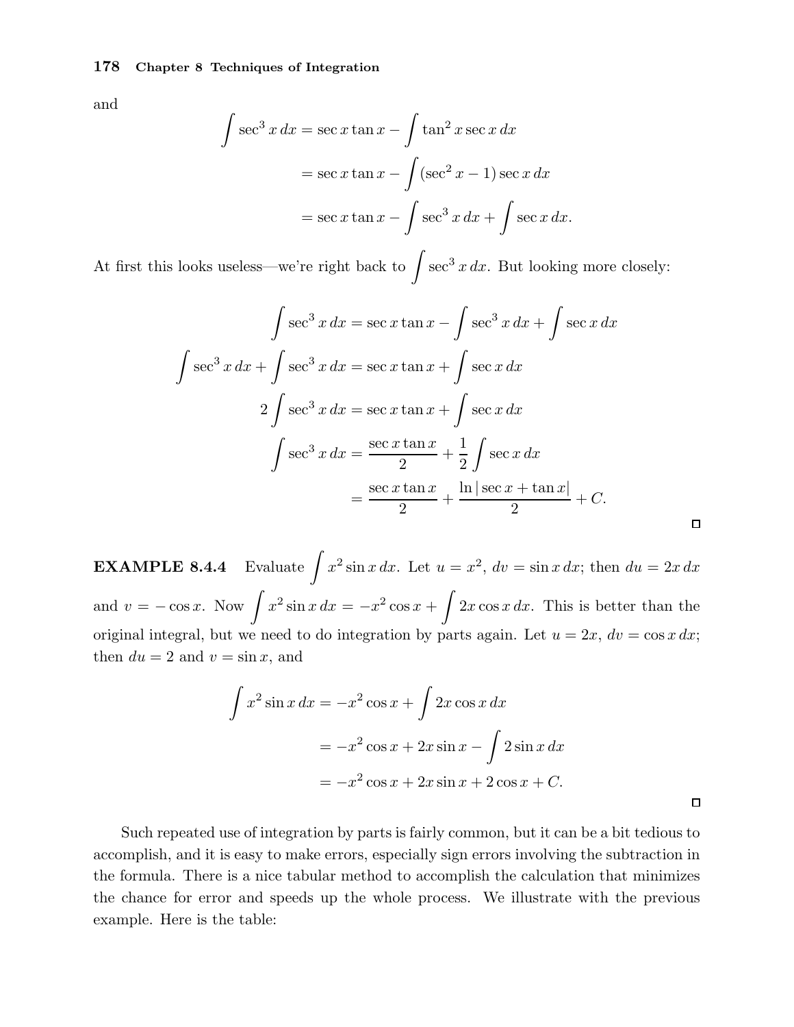and

$$\begin{aligned}
\int \sec^3 x\,dx &= \sec x \tan x - \int \tan^2 x \sec x\,dx \\
&= \sec x \tan x - \int (\sec^2 x - 1)\sec x\,dx \\
&= \sec x \tan x - \int \sec^3 x\,dx + \int \sec x\,dx.
\end{aligned}$$

At first this looks useless—we're right back to $\int \sec^3 x\,dx$. But looking more closely:

$$\begin{aligned}
\int \sec^3 x\,dx &= \sec x \tan x - \int \sec^3 x\,dx + \int \sec x\,dx \\
\int \sec^3 x\,dx + \int \sec^3 x\,dx &= \sec x \tan x + \int \sec x\,dx \\
2\int \sec^3 x\,dx &= \sec x \tan x + \int \sec x\,dx \\
\int \sec^3 x\,dx &= \frac{\sec x \tan x}{2} + \frac{1}{2}\int \sec x\,dx \\
&= \frac{\sec x \tan x}{2} + \frac{\ln|\sec x + \tan x|}{2} + C.
\end{aligned}$$

□

**EXAMPLE 8.4.4** Evaluate $\int x^2 \sin x\,dx$. Let $u = x^2$, $dv = \sin x\,dx$; then $du = 2x\,dx$ and $v = -\cos x$. Now $\int x^2 \sin x\,dx = -x^2 \cos x + \int 2x \cos x\,dx$. This is better than the original integral, but we need to do integration by parts again. Let $u = 2x$, $dv = \cos x\,dx$; then $du = 2$ and $v = \sin x$, and

$$\begin{aligned}
\int x^2 \sin x\,dx &= -x^2 \cos x + \int 2x \cos x\,dx \\
&= -x^2 \cos x + 2x \sin x - \int 2 \sin x\,dx \\
&= -x^2 \cos x + 2x \sin x + 2 \cos x + C.
\end{aligned}$$

□

Such repeated use of integration by parts is fairly common, but it can be a bit tedious to accomplish, and it is easy to make errors, especially sign errors involving the subtraction in the formula. There is a nice tabular method to accomplish the calculation that minimizes the chance for error and speeds up the whole process. We illustrate with the previous example. Here is the table: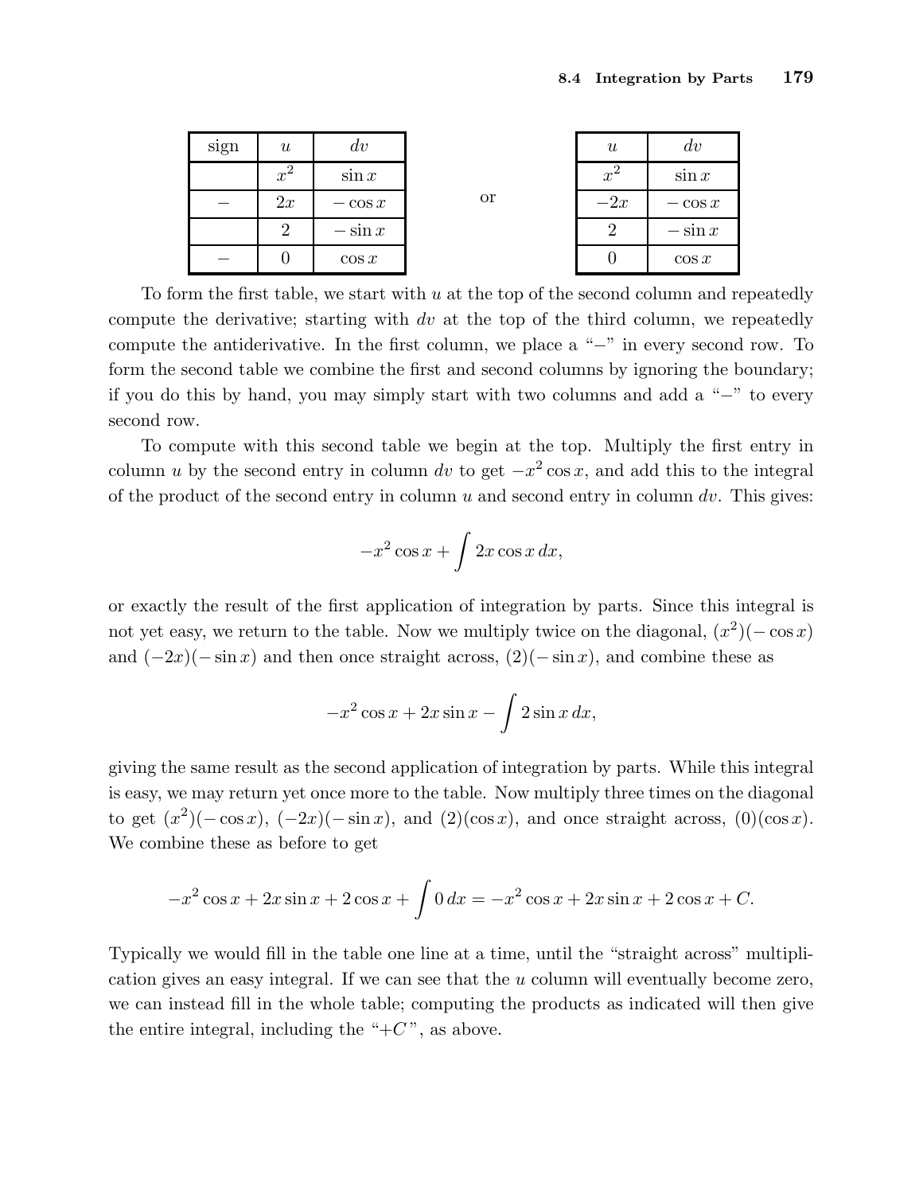| sign | $u$ | $dv$ |
|---|---|---|
| | $x^2$ | $\sin x$ |
| $-$ | $2x$ | $-\cos x$ |
| | $2$ | $-\sin x$ |
| $-$ | $0$ | $\cos x$ |

or

| $u$ | $dv$ |
|---|---|
| $x^2$ | $\sin x$ |
| $-2x$ | $-\cos x$ |
| $2$ | $-\sin x$ |
| $0$ | $\cos x$ |

To form the first table, we start with $u$ at the top of the second column and repeatedly compute the derivative; starting with $dv$ at the top of the third column, we repeatedly compute the antiderivative. In the first column, we place a "$-$" in every second row. To form the second table we combine the first and second columns by ignoring the boundary; if you do this by hand, you may simply start with two columns and add a "$-$" to every second row.

To compute with this second table we begin at the top. Multiply the first entry in column $u$ by the second entry in column $dv$ to get $-x^2 \cos x$, and add this to the integral of the product of the second entry in column $u$ and second entry in column $dv$. This gives:

$$-x^2 \cos x + \int 2x \cos x \, dx,$$

or exactly the result of the first application of integration by parts. Since this integral is not yet easy, we return to the table. Now we multiply twice on the diagonal, $(x^2)(-\cos x)$ and $(-2x)(-\sin x)$ and then once straight across, $(2)(-\sin x)$, and combine these as

$$-x^2 \cos x + 2x \sin x - \int 2 \sin x \, dx,$$

giving the same result as the second application of integration by parts. While this integral is easy, we may return yet once more to the table. Now multiply three times on the diagonal to get $(x^2)(-\cos x)$, $(-2x)(-\sin x)$, and $(2)(\cos x)$, and once straight across, $(0)(\cos x)$. We combine these as before to get

$$-x^2 \cos x + 2x \sin x + 2 \cos x + \int 0 \, dx = -x^2 \cos x + 2x \sin x + 2 \cos x + C.$$

Typically we would fill in the table one line at a time, until the "straight across" multiplication gives an easy integral. If we can see that the $u$ column will eventually become zero, we can instead fill in the whole table; computing the products as indicated will then give the entire integral, including the "$+C$", as above.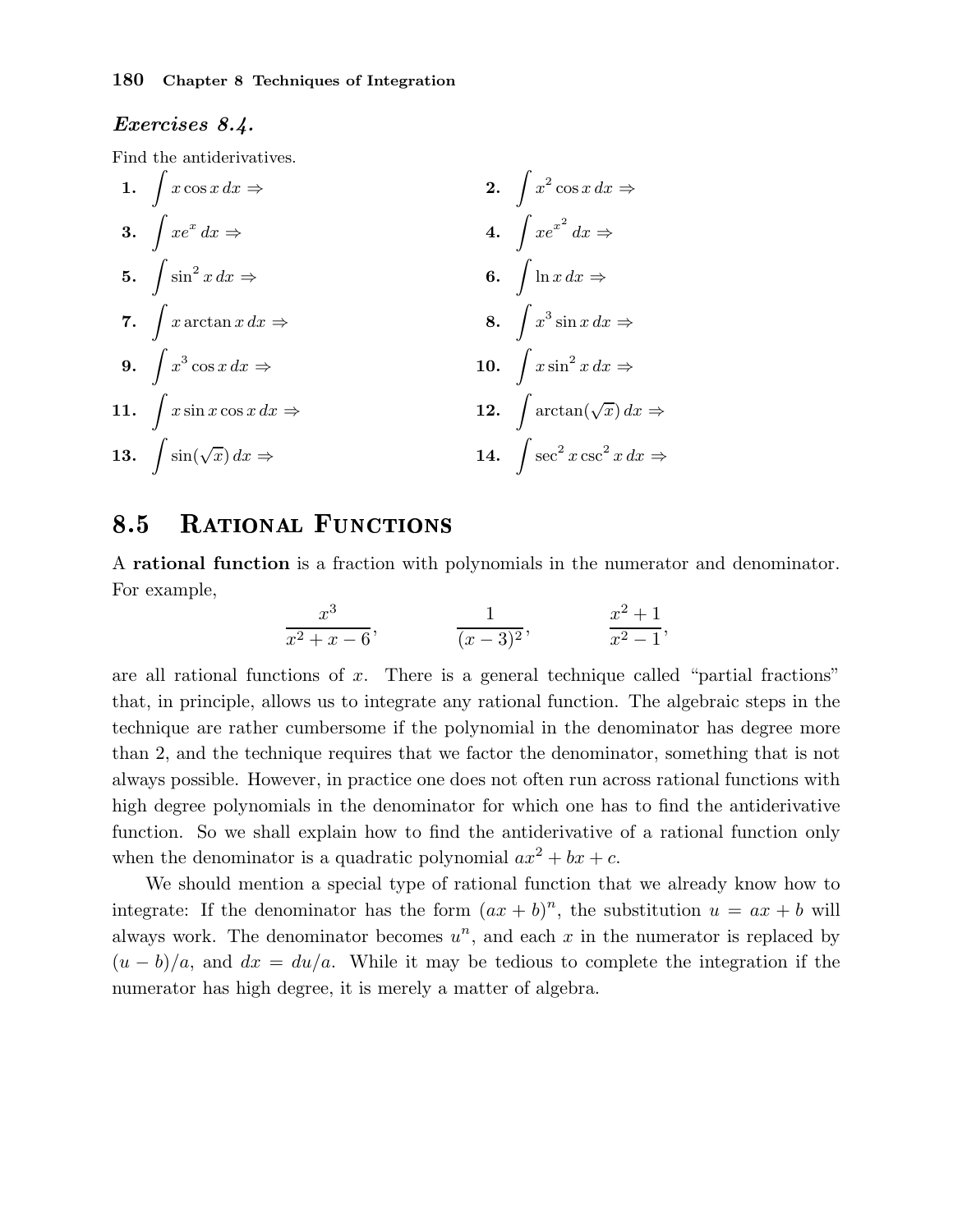***Exercises 8.4.***

Find the antiderivatives.

**1.** $\int x\cos x\,dx \Rightarrow$

**2.** $\int x^2\cos x\,dx \Rightarrow$

**3.** $\int xe^x\,dx \Rightarrow$

**4.** $\int xe^{x^2}\,dx \Rightarrow$

**5.** $\int \sin^2 x\,dx \Rightarrow$

**6.** $\int \ln x\,dx \Rightarrow$

**7.** $\int x\arctan x\,dx \Rightarrow$

**8.** $\int x^3\sin x\,dx \Rightarrow$

**9.** $\int x^3\cos x\,dx \Rightarrow$

**10.** $\int x\sin^2 x\,dx \Rightarrow$

**11.** $\int x\sin x\cos x\,dx \Rightarrow$

**12.** $\int \arctan(\sqrt{x})\,dx \Rightarrow$

**13.** $\int \sin(\sqrt{x})\,dx \Rightarrow$

**14.** $\int \sec^2 x\csc^2 x\,dx \Rightarrow$

## 8.5 Rational Functions

A **rational function** is a fraction with polynomials in the numerator and denominator. For example,

$$\frac{x^3}{x^2+x-6}, \qquad \frac{1}{(x-3)^2}, \qquad \frac{x^2+1}{x^2-1},$$

are all rational functions of $x$. There is a general technique called "partial fractions" that, in principle, allows us to integrate any rational function. The algebraic steps in the technique are rather cumbersome if the polynomial in the denominator has degree more than 2, and the technique requires that we factor the denominator, something that is not always possible. However, in practice one does not often run across rational functions with high degree polynomials in the denominator for which one has to find the antiderivative function. So we shall explain how to find the antiderivative of a rational function only when the denominator is a quadratic polynomial $ax^2+bx+c$.

We should mention a special type of rational function that we already know how to integrate: If the denominator has the form $(ax+b)^n$, the substitution $u = ax+b$ will always work. The denominator becomes $u^n$, and each $x$ in the numerator is replaced by $(u-b)/a$, and $dx = du/a$. While it may be tedious to complete the integration if the numerator has high degree, it is merely a matter of algebra.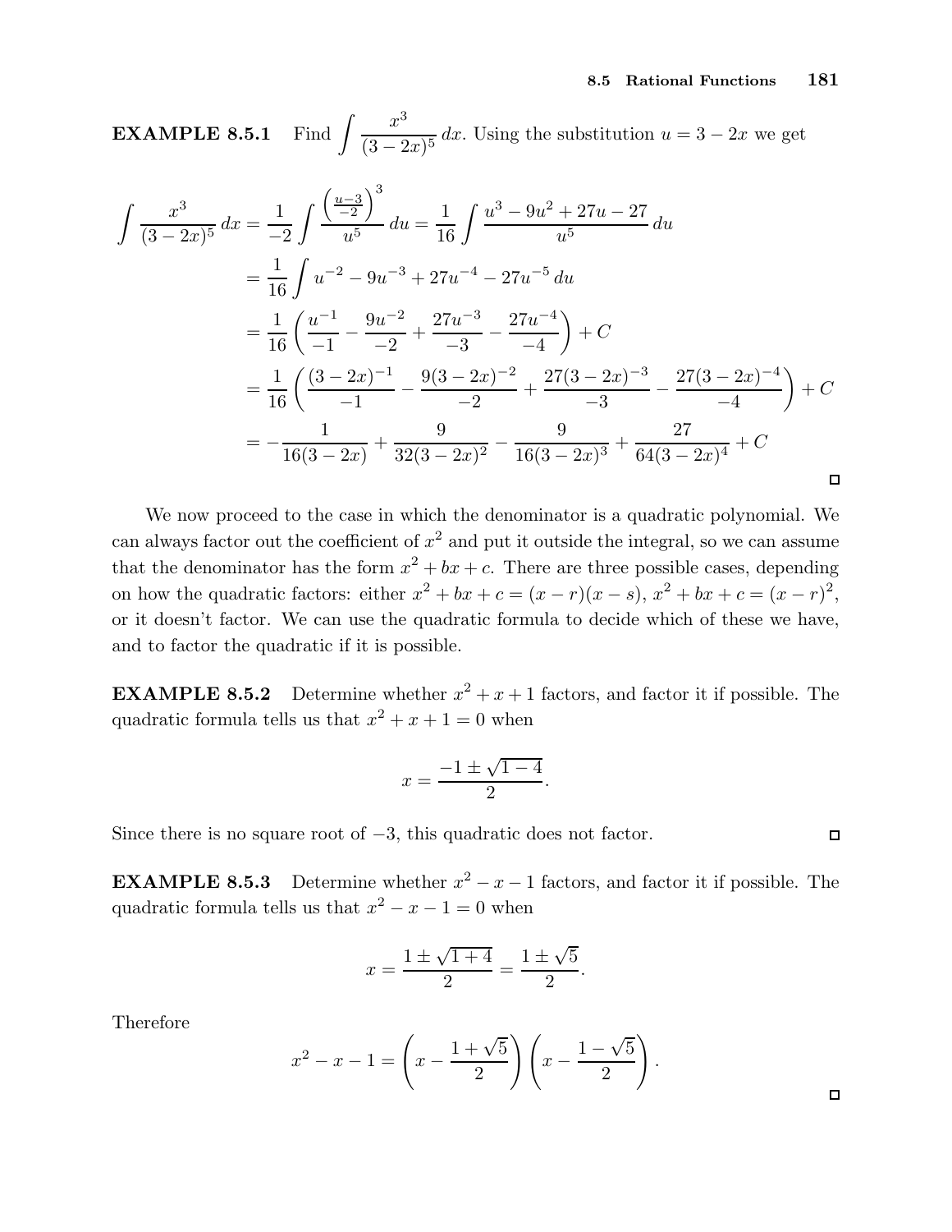**EXAMPLE 8.5.1** Find $\int \frac{x^3}{(3-2x)^5}\,dx$. Using the substitution $u = 3 - 2x$ we get

$$
\begin{aligned}
\int \frac{x^3}{(3-2x)^5}\,dx &= \frac{1}{-2}\int \frac{\left(\frac{u-3}{-2}\right)^3}{u^5}\,du = \frac{1}{16}\int \frac{u^3 - 9u^2 + 27u - 27}{u^5}\,du \\
&= \frac{1}{16}\int u^{-2} - 9u^{-3} + 27u^{-4} - 27u^{-5}\,du \\
&= \frac{1}{16}\left(\frac{u^{-1}}{-1} - \frac{9u^{-2}}{-2} + \frac{27u^{-3}}{-3} - \frac{27u^{-4}}{-4}\right) + C \\
&= \frac{1}{16}\left(\frac{(3-2x)^{-1}}{-1} - \frac{9(3-2x)^{-2}}{-2} + \frac{27(3-2x)^{-3}}{-3} - \frac{27(3-2x)^{-4}}{-4}\right) + C \\
&= -\frac{1}{16(3-2x)} + \frac{9}{32(3-2x)^2} - \frac{9}{16(3-2x)^3} + \frac{27}{64(3-2x)^4} + C
\end{aligned}
$$

□

We now proceed to the case in which the denominator is a quadratic polynomial. We can always factor out the coefficient of $x^2$ and put it outside the integral, so we can assume that the denominator has the form $x^2 + bx + c$. There are three possible cases, depending on how the quadratic factors: either $x^2 + bx + c = (x - r)(x - s)$, $x^2 + bx + c = (x - r)^2$, or it doesn't factor. We can use the quadratic formula to decide which of these we have, and to factor the quadratic if it is possible.

**EXAMPLE 8.5.2** Determine whether $x^2 + x + 1$ factors, and factor it if possible. The quadratic formula tells us that $x^2 + x + 1 = 0$ when

$$
x = \frac{-1 \pm \sqrt{1-4}}{2}.
$$

Since there is no square root of $-3$, this quadratic does not factor. □

**EXAMPLE 8.5.3** Determine whether $x^2 - x - 1$ factors, and factor it if possible. The quadratic formula tells us that $x^2 - x - 1 = 0$ when

$$
x = \frac{1 \pm \sqrt{1+4}}{2} = \frac{1 \pm \sqrt{5}}{2}.
$$

Therefore

$$
x^2 - x - 1 = \left(x - \frac{1+\sqrt{5}}{2}\right)\left(x - \frac{1-\sqrt{5}}{2}\right).
$$

□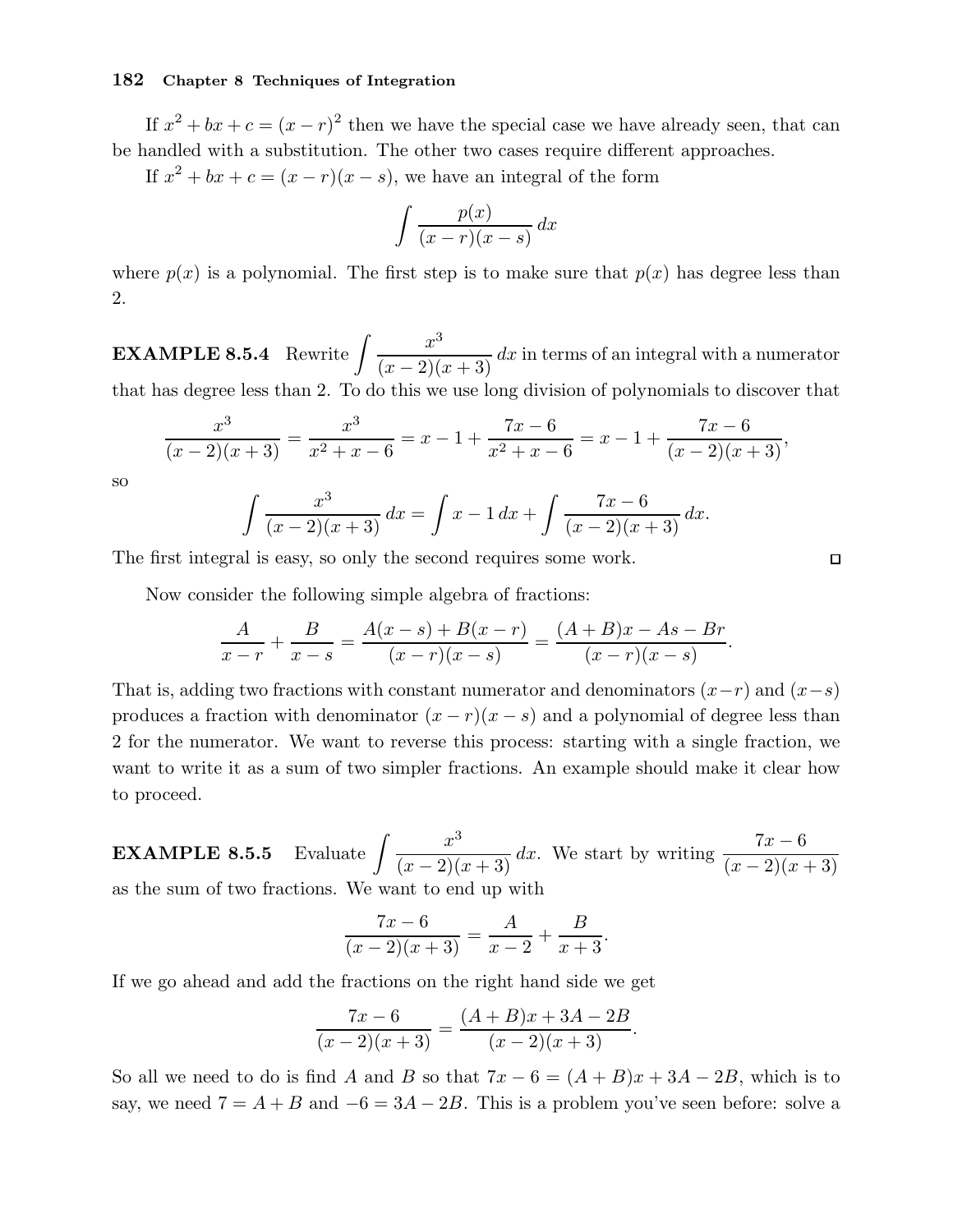If $x^2 + bx + c = (x - r)^2$ then we have the special case we have already seen, that can be handled with a substitution. The other two cases require different approaches.

If $x^2 + bx + c = (x - r)(x - s)$, we have an integral of the form

$$\int \frac{p(x)}{(x - r)(x - s)}\, dx$$

where $p(x)$ is a polynomial. The first step is to make sure that $p(x)$ has degree less than 2.

**EXAMPLE 8.5.4** Rewrite $\displaystyle\int \frac{x^3}{(x-2)(x+3)}\, dx$ in terms of an integral with a numerator that has degree less than 2. To do this we use long division of polynomials to discover that

$$\frac{x^3}{(x-2)(x+3)} = \frac{x^3}{x^2 + x - 6} = x - 1 + \frac{7x - 6}{x^2 + x - 6} = x - 1 + \frac{7x - 6}{(x-2)(x+3)},$$

so

$$\int \frac{x^3}{(x-2)(x+3)}\, dx = \int x - 1\, dx + \int \frac{7x - 6}{(x-2)(x+3)}\, dx.$$

The first integral is easy, so only the second requires some work. □

Now consider the following simple algebra of fractions:

$$\frac{A}{x - r} + \frac{B}{x - s} = \frac{A(x - s) + B(x - r)}{(x - r)(x - s)} = \frac{(A + B)x - As - Br}{(x - r)(x - s)}.$$

That is, adding two fractions with constant numerator and denominators $(x-r)$ and $(x-s)$ produces a fraction with denominator $(x - r)(x - s)$ and a polynomial of degree less than 2 for the numerator. We want to reverse this process: starting with a single fraction, we want to write it as a sum of two simpler fractions. An example should make it clear how to proceed.

**EXAMPLE 8.5.5** Evaluate $\displaystyle\int \frac{x^3}{(x-2)(x+3)}\, dx$. We start by writing $\displaystyle\frac{7x-6}{(x-2)(x+3)}$ as the sum of two fractions. We want to end up with

$$\frac{7x - 6}{(x-2)(x+3)} = \frac{A}{x - 2} + \frac{B}{x + 3}.$$

If we go ahead and add the fractions on the right hand side we get

$$\frac{7x - 6}{(x-2)(x+3)} = \frac{(A + B)x + 3A - 2B}{(x-2)(x+3)}.$$

So all we need to do is find $A$ and $B$ so that $7x - 6 = (A + B)x + 3A - 2B$, which is to say, we need $7 = A + B$ and $-6 = 3A - 2B$. This is a problem you've seen before: solve a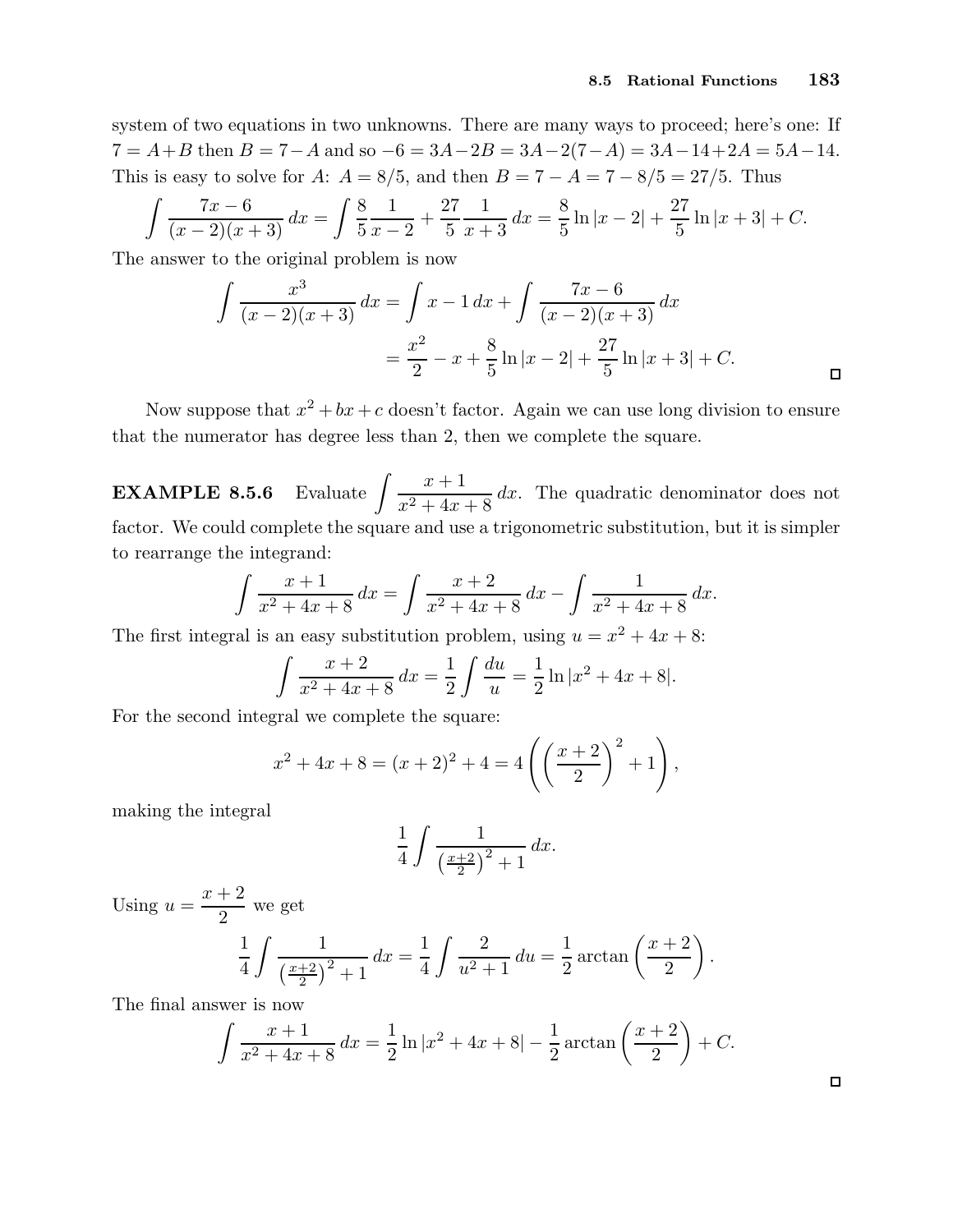system of two equations in two unknowns. There are many ways to proceed; here's one: If $7 = A+B$ then $B = 7-A$ and so $-6 = 3A-2B = 3A-2(7-A) = 3A-14+2A = 5A-14$. This is easy to solve for $A$: $A = 8/5$, and then $B = 7 - A = 7 - 8/5 = 27/5$. Thus

$$\int \frac{7x-6}{(x-2)(x+3)}\,dx = \int \frac{8}{5}\frac{1}{x-2} + \frac{27}{5}\frac{1}{x+3}\,dx = \frac{8}{5}\ln|x-2| + \frac{27}{5}\ln|x+3| + C.$$

The answer to the original problem is now

$$\begin{aligned}\int \frac{x^3}{(x-2)(x+3)}\,dx &= \int x - 1\,dx + \int \frac{7x-6}{(x-2)(x+3)}\,dx \\ &= \frac{x^2}{2} - x + \frac{8}{5}\ln|x-2| + \frac{27}{5}\ln|x+3| + C.\end{aligned}$$

□

Now suppose that $x^2 + bx + c$ doesn't factor. Again we can use long division to ensure that the numerator has degree less than 2, then we complete the square.

**EXAMPLE 8.5.6** Evaluate $\displaystyle\int \frac{x+1}{x^2+4x+8}\,dx$. The quadratic denominator does not factor. We could complete the square and use a trigonometric substitution, but it is simpler to rearrange the integrand:

$$\int \frac{x+1}{x^2+4x+8}\,dx = \int \frac{x+2}{x^2+4x+8}\,dx - \int \frac{1}{x^2+4x+8}\,dx.$$

The first integral is an easy substitution problem, using $u = x^2 + 4x + 8$:

$$\int \frac{x+2}{x^2+4x+8}\,dx = \frac{1}{2}\int \frac{du}{u} = \frac{1}{2}\ln|x^2+4x+8|.$$

For the second integral we complete the square:

$$x^2 + 4x + 8 = (x+2)^2 + 4 = 4\left(\left(\frac{x+2}{2}\right)^2 + 1\right),$$

making the integral

$$\frac{1}{4}\int \frac{1}{\left(\frac{x+2}{2}\right)^2 + 1}\,dx.$$

Using $u = \dfrac{x+2}{2}$ we get

$$\frac{1}{4}\int \frac{1}{\left(\frac{x+2}{2}\right)^2 + 1}\,dx = \frac{1}{4}\int \frac{2}{u^2+1}\,du = \frac{1}{2}\arctan\left(\frac{x+2}{2}\right).$$

The final answer is now

$$\int \frac{x+1}{x^2+4x+8}\,dx = \frac{1}{2}\ln|x^2+4x+8| - \frac{1}{2}\arctan\left(\frac{x+2}{2}\right) + C.$$

□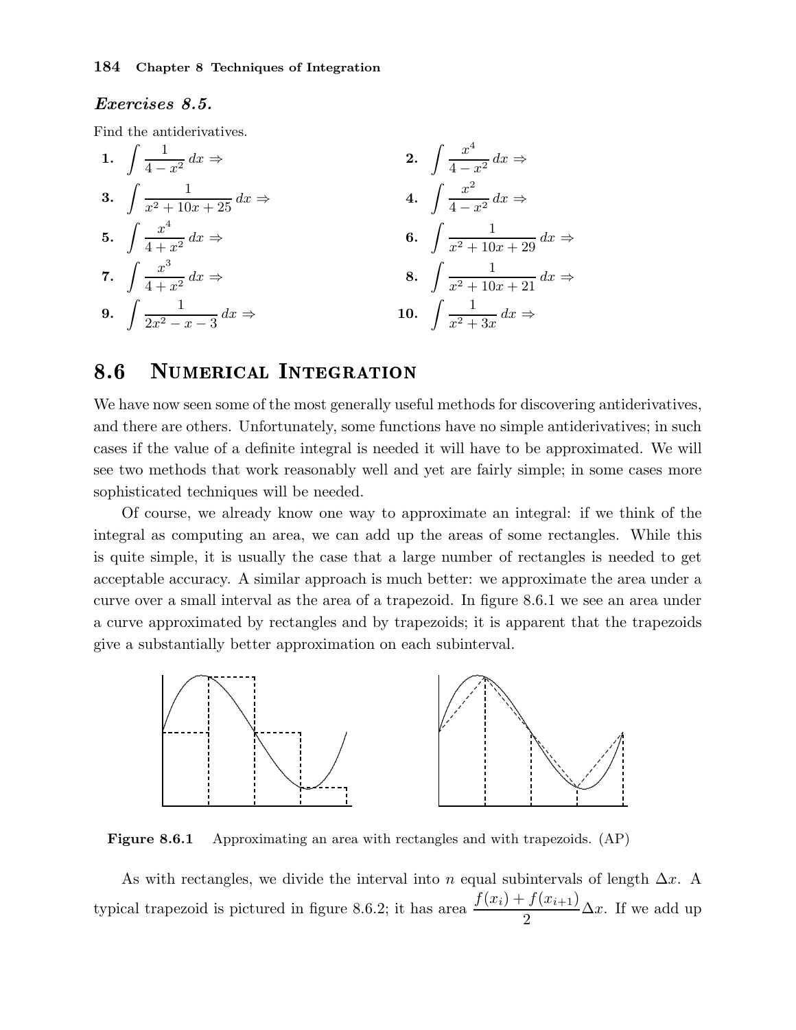### *Exercises 8.5.*

Find the antiderivatives.

**1.** $\displaystyle\int \frac{1}{4-x^2}\,dx \Rightarrow$

**2.** $\displaystyle\int \frac{x^4}{4-x^2}\,dx \Rightarrow$

**3.** $\displaystyle\int \frac{1}{x^2+10x+25}\,dx \Rightarrow$

**4.** $\displaystyle\int \frac{x^2}{4-x^2}\,dx \Rightarrow$

**5.** $\displaystyle\int \frac{x^4}{4+x^2}\,dx \Rightarrow$

**6.** $\displaystyle\int \frac{1}{x^2+10x+29}\,dx \Rightarrow$

**7.** $\displaystyle\int \frac{x^3}{4+x^2}\,dx \Rightarrow$

**8.** $\displaystyle\int \frac{1}{x^2+10x+21}\,dx \Rightarrow$

**9.** $\displaystyle\int \frac{1}{2x^2-x-3}\,dx \Rightarrow$

**10.** $\displaystyle\int \frac{1}{x^2+3x}\,dx \Rightarrow$

## 8.6 Numerical Integration

We have now seen some of the most generally useful methods for discovering antiderivatives, and there are others. Unfortunately, some functions have no simple antiderivatives; in such cases if the value of a definite integral is needed it will have to be approximated. We will see two methods that work reasonably well and yet are fairly simple; in some cases more sophisticated techniques will be needed.

Of course, we already know one way to approximate an integral: if we think of the integral as computing an area, we can add up the areas of some rectangles. While this is quite simple, it is usually the case that a large number of rectangles is needed to get acceptable accuracy. A similar approach is much better: we approximate the area under a curve over a small interval as the area of a trapezoid. In figure 8.6.1 we see an area under a curve approximated by rectangles and by trapezoids; it is apparent that the trapezoids give a substantially better approximation on each subinterval.

**Figure 8.6.1** Approximating an area with rectangles and with trapezoids. (AP)

As with rectangles, we divide the interval into $n$ equal subintervals of length $\Delta x$. A typical trapezoid is pictured in figure 8.6.2; it has area $\dfrac{f(x_i)+f(x_{i+1})}{2}\Delta x$. If we add up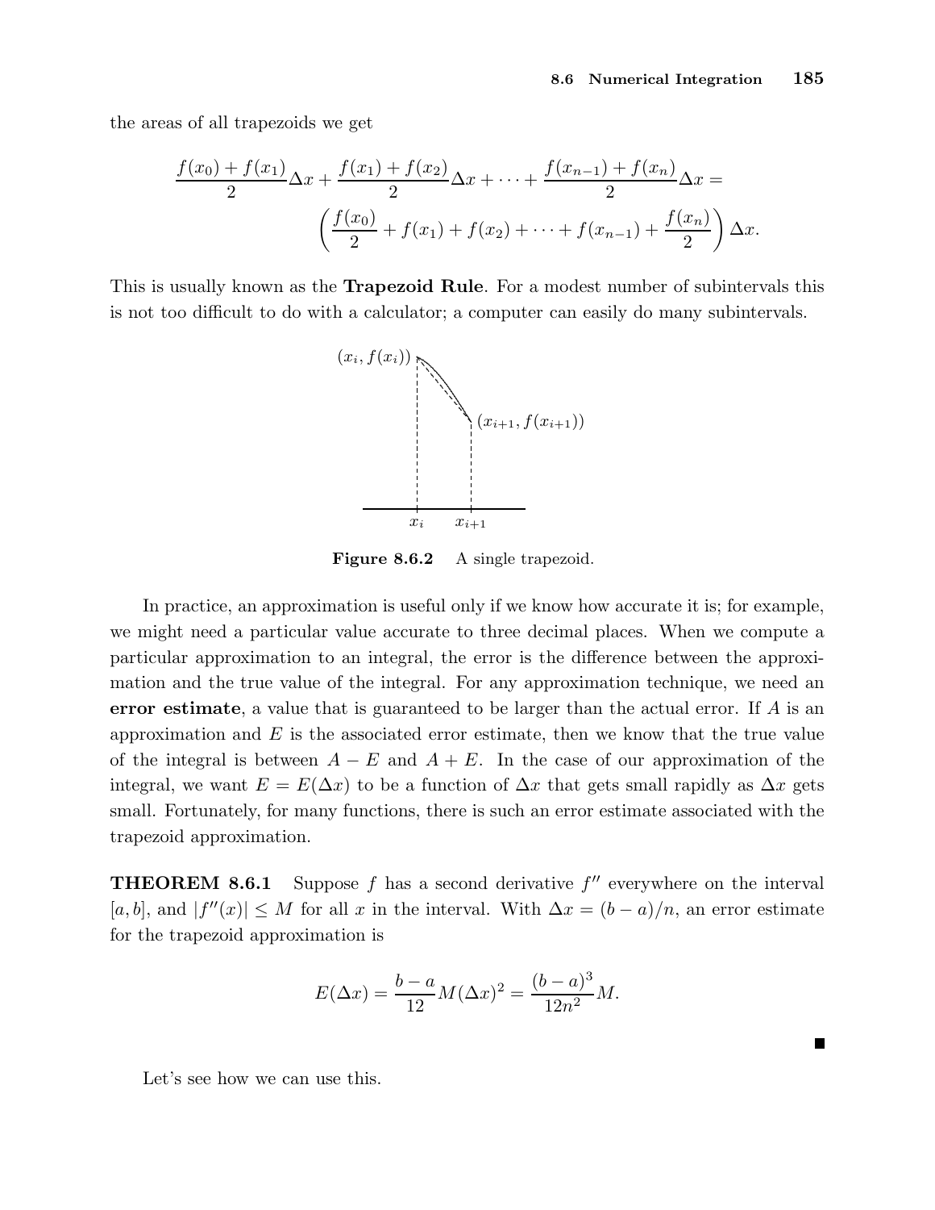the areas of all trapezoids we get

$$\frac{f(x_0)+f(x_1)}{2}\Delta x + \frac{f(x_1)+f(x_2)}{2}\Delta x + \cdots + \frac{f(x_{n-1})+f(x_n)}{2}\Delta x =$$

$$\left(\frac{f(x_0)}{2} + f(x_1) + f(x_2) + \cdots + f(x_{n-1}) + \frac{f(x_n)}{2}\right)\Delta x.$$

This is usually known as the **Trapezoid Rule**. For a modest number of subintervals this is not too difficult to do with a calculator; a computer can easily do many subintervals.

**Figure 8.6.2** A single trapezoid.

In practice, an approximation is useful only if we know how accurate it is; for example, we might need a particular value accurate to three decimal places. When we compute a particular approximation to an integral, the error is the difference between the approximation and the true value of the integral. For any approximation technique, we need an **error estimate**, a value that is guaranteed to be larger than the actual error. If $A$ is an approximation and $E$ is the associated error estimate, then we know that the true value of the integral is between $A-E$ and $A+E$. In the case of our approximation of the integral, we want $E = E(\Delta x)$ to be a function of $\Delta x$ that gets small rapidly as $\Delta x$ gets small. Fortunately, for many functions, there is such an error estimate associated with the trapezoid approximation.

**THEOREM 8.6.1** Suppose $f$ has a second derivative $f''$ everywhere on the interval $[a,b]$, and $|f''(x)| \le M$ for all $x$ in the interval. With $\Delta x = (b-a)/n$, an error estimate for the trapezoid approximation is

$$E(\Delta x) = \frac{b-a}{12}M(\Delta x)^2 = \frac{(b-a)^3}{12n^2}M.$$

∎

Let's see how we can use this.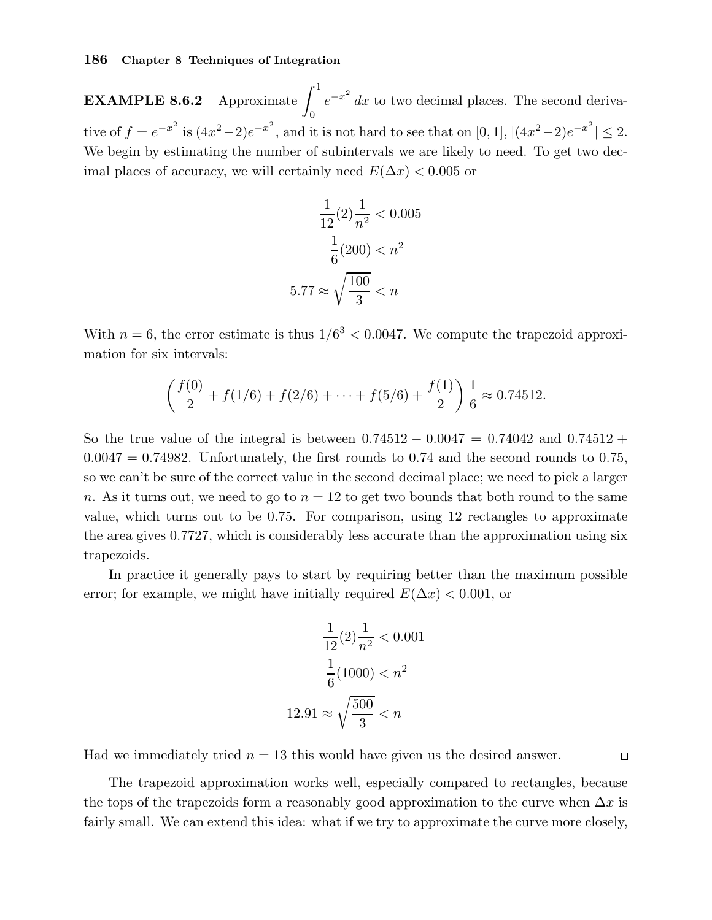**EXAMPLE 8.6.2** Approximate $\int_0^1 e^{-x^2}\,dx$ to two decimal places. The second derivative of $f = e^{-x^2}$ is $(4x^2-2)e^{-x^2}$, and it is not hard to see that on $[0,1]$, $|(4x^2-2)e^{-x^2}| \le 2$. We begin by estimating the number of subintervals we are likely to need. To get two decimal places of accuracy, we will certainly need $E(\Delta x) < 0.005$ or

$$
\begin{aligned}
\frac{1}{12}(2)\frac{1}{n^2} &< 0.005 \\
\frac{1}{6}(200) &< n^2 \\
5.77 \approx \sqrt{\frac{100}{3}} &< n
\end{aligned}
$$

With $n = 6$, the error estimate is thus $1/6^3 < 0.0047$. We compute the trapezoid approximation for six intervals:

$$
\left(\frac{f(0)}{2} + f(1/6) + f(2/6) + \cdots + f(5/6) + \frac{f(1)}{2}\right)\frac{1}{6} \approx 0.74512.
$$

So the true value of the integral is between $0.74512 - 0.0047 = 0.74042$ and $0.74512 + 0.0047 = 0.74982$. Unfortunately, the first rounds to 0.74 and the second rounds to 0.75, so we can't be sure of the correct value in the second decimal place; we need to pick a larger $n$. As it turns out, we need to go to $n = 12$ to get two bounds that both round to the same value, which turns out to be 0.75. For comparison, using 12 rectangles to approximate the area gives 0.7727, which is considerably less accurate than the approximation using six trapezoids.

In practice it generally pays to start by requiring better than the maximum possible error; for example, we might have initially required $E(\Delta x) < 0.001$, or

$$
\begin{aligned}
\frac{1}{12}(2)\frac{1}{n^2} &< 0.001 \\
\frac{1}{6}(1000) &< n^2 \\
12.91 \approx \sqrt{\frac{500}{3}} &< n
\end{aligned}
$$

Had we immediately tried $n = 13$ this would have given us the desired answer. □

The trapezoid approximation works well, especially compared to rectangles, because the tops of the trapezoids form a reasonably good approximation to the curve when $\Delta x$ is fairly small. We can extend this idea: what if we try to approximate the curve more closely,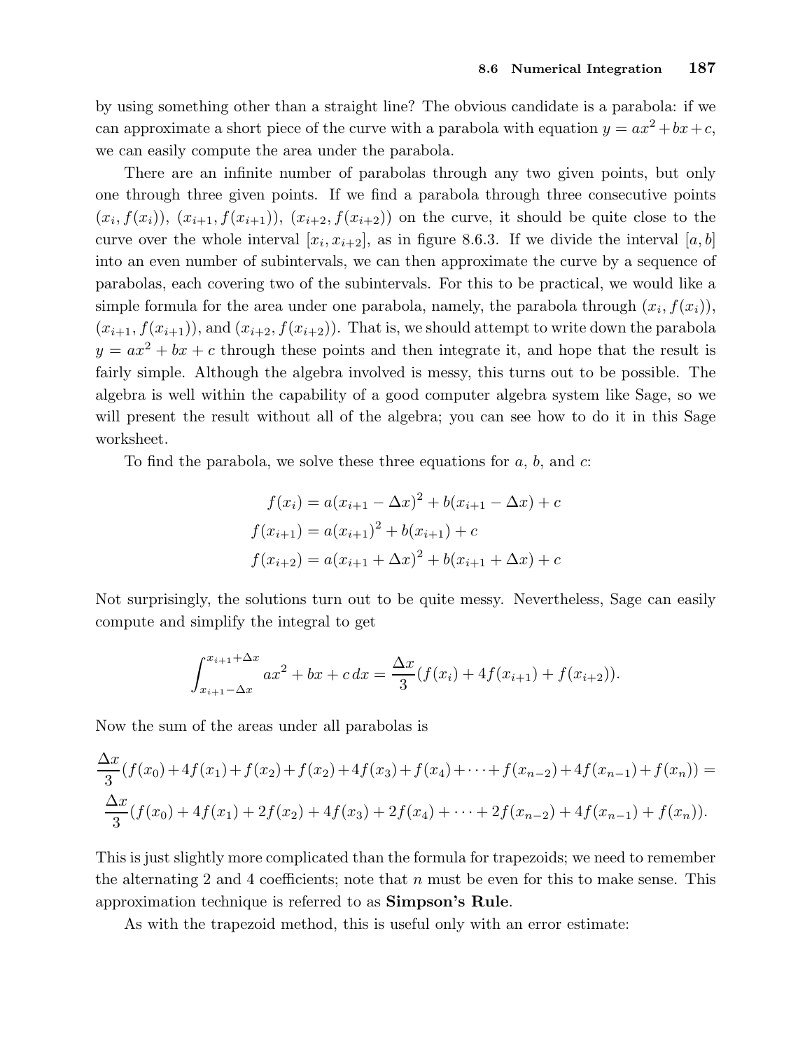by using something other than a straight line? The obvious candidate is a parabola: if we can approximate a short piece of the curve with a parabola with equation $y = ax^2 + bx + c$, we can easily compute the area under the parabola.

There are an infinite number of parabolas through any two given points, but only one through three given points. If we find a parabola through three consecutive points $(x_i, f(x_i))$, $(x_{i+1}, f(x_{i+1}))$, $(x_{i+2}, f(x_{i+2}))$ on the curve, it should be quite close to the curve over the whole interval $[x_i, x_{i+2}]$, as in figure 8.6.3. If we divide the interval $[a, b]$ into an even number of subintervals, we can then approximate the curve by a sequence of parabolas, each covering two of the subintervals. For this to be practical, we would like a simple formula for the area under one parabola, namely, the parabola through $(x_i, f(x_i))$, $(x_{i+1}, f(x_{i+1}))$, and $(x_{i+2}, f(x_{i+2}))$. That is, we should attempt to write down the parabola $y = ax^2 + bx + c$ through these points and then integrate it, and hope that the result is fairly simple. Although the algebra involved is messy, this turns out to be possible. The algebra is well within the capability of a good computer algebra system like Sage, so we will present the result without all of the algebra; you can see how to do it in this Sage worksheet.

To find the parabola, we solve these three equations for $a$, $b$, and $c$:

$$
\begin{aligned}
f(x_i) &= a(x_{i+1} - \Delta x)^2 + b(x_{i+1} - \Delta x) + c \\
f(x_{i+1}) &= a(x_{i+1})^2 + b(x_{i+1}) + c \\
f(x_{i+2}) &= a(x_{i+1} + \Delta x)^2 + b(x_{i+1} + \Delta x) + c
\end{aligned}
$$

Not surprisingly, the solutions turn out to be quite messy. Nevertheless, Sage can easily compute and simplify the integral to get

$$
\int_{x_{i+1}-\Delta x}^{x_{i+1}+\Delta x} ax^2 + bx + c\,dx = \frac{\Delta x}{3}(f(x_i) + 4f(x_{i+1}) + f(x_{i+2})).
$$

Now the sum of the areas under all parabolas is

$$
\begin{aligned}
&\frac{\Delta x}{3}(f(x_0) + 4f(x_1) + f(x_2) + f(x_2) + 4f(x_3) + f(x_4) + \cdots + f(x_{n-2}) + 4f(x_{n-1}) + f(x_n)) = \\
&\frac{\Delta x}{3}(f(x_0) + 4f(x_1) + 2f(x_2) + 4f(x_3) + 2f(x_4) + \cdots + 2f(x_{n-2}) + 4f(x_{n-1}) + f(x_n)).
\end{aligned}
$$

This is just slightly more complicated than the formula for trapezoids; we need to remember the alternating 2 and 4 coefficients; note that $n$ must be even for this to make sense. This approximation technique is referred to as **Simpson's Rule**.

As with the trapezoid method, this is useful only with an error estimate: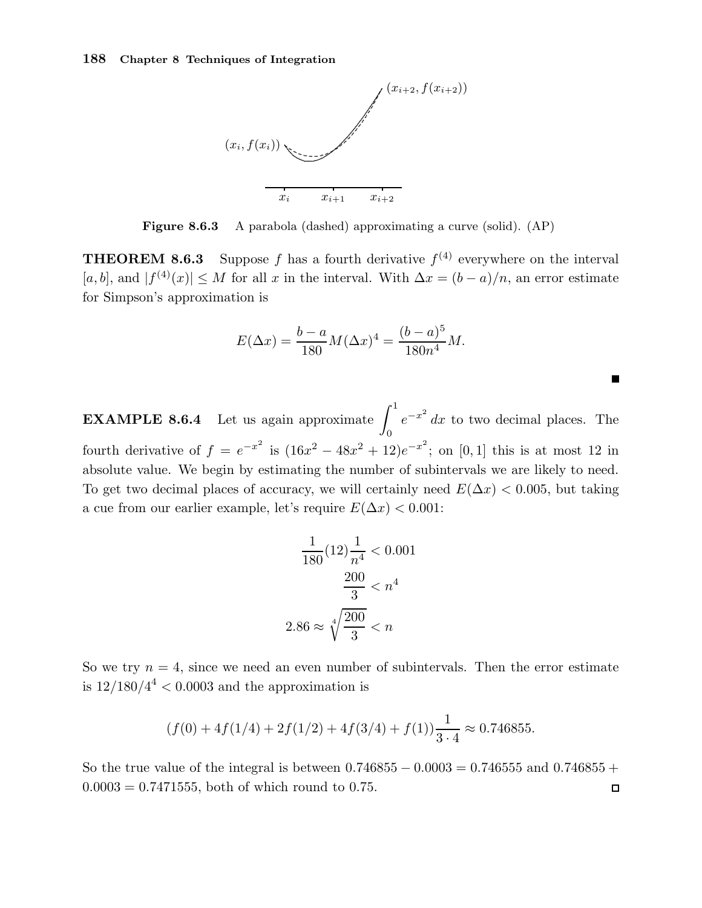**Figure 8.6.3** A parabola (dashed) approximating a curve (solid). (AP)

**THEOREM 8.6.3** Suppose $f$ has a fourth derivative $f^{(4)}$ everywhere on the interval $[a, b]$, and $|f^{(4)}(x)| \leq M$ for all $x$ in the interval. With $\Delta x = (b-a)/n$, an error estimate for Simpson's approximation is

$$E(\Delta x) = \frac{b-a}{180} M (\Delta x)^4 = \frac{(b-a)^5}{180 n^4} M.$$

∎

**EXAMPLE 8.6.4** Let us again approximate $\int_0^1 e^{-x^2}\, dx$ to two decimal places. The fourth derivative of $f = e^{-x^2}$ is $(16x^2 - 48x^2 + 12)e^{-x^2}$; on $[0, 1]$ this is at most 12 in absolute value. We begin by estimating the number of subintervals we are likely to need. To get two decimal places of accuracy, we will certainly need $E(\Delta x) < 0.005$, but taking a cue from our earlier example, let's require $E(\Delta x) < 0.001$:

$$\frac{1}{180}(12)\frac{1}{n^4} < 0.001$$

$$\frac{200}{3} < n^4$$

$$2.86 \approx \sqrt[4]{\frac{200}{3}} < n$$

So we try $n = 4$, since we need an even number of subintervals. Then the error estimate is $12/180/4^4 < 0.0003$ and the approximation is

$$(f(0) + 4f(1/4) + 2f(1/2) + 4f(3/4) + f(1))\frac{1}{3 \cdot 4} \approx 0.746855.$$

So the true value of the integral is between $0.746855 - 0.0003 = 0.746555$ and $0.746855 + 0.0003 = 0.7471555$, both of which round to 0.75. □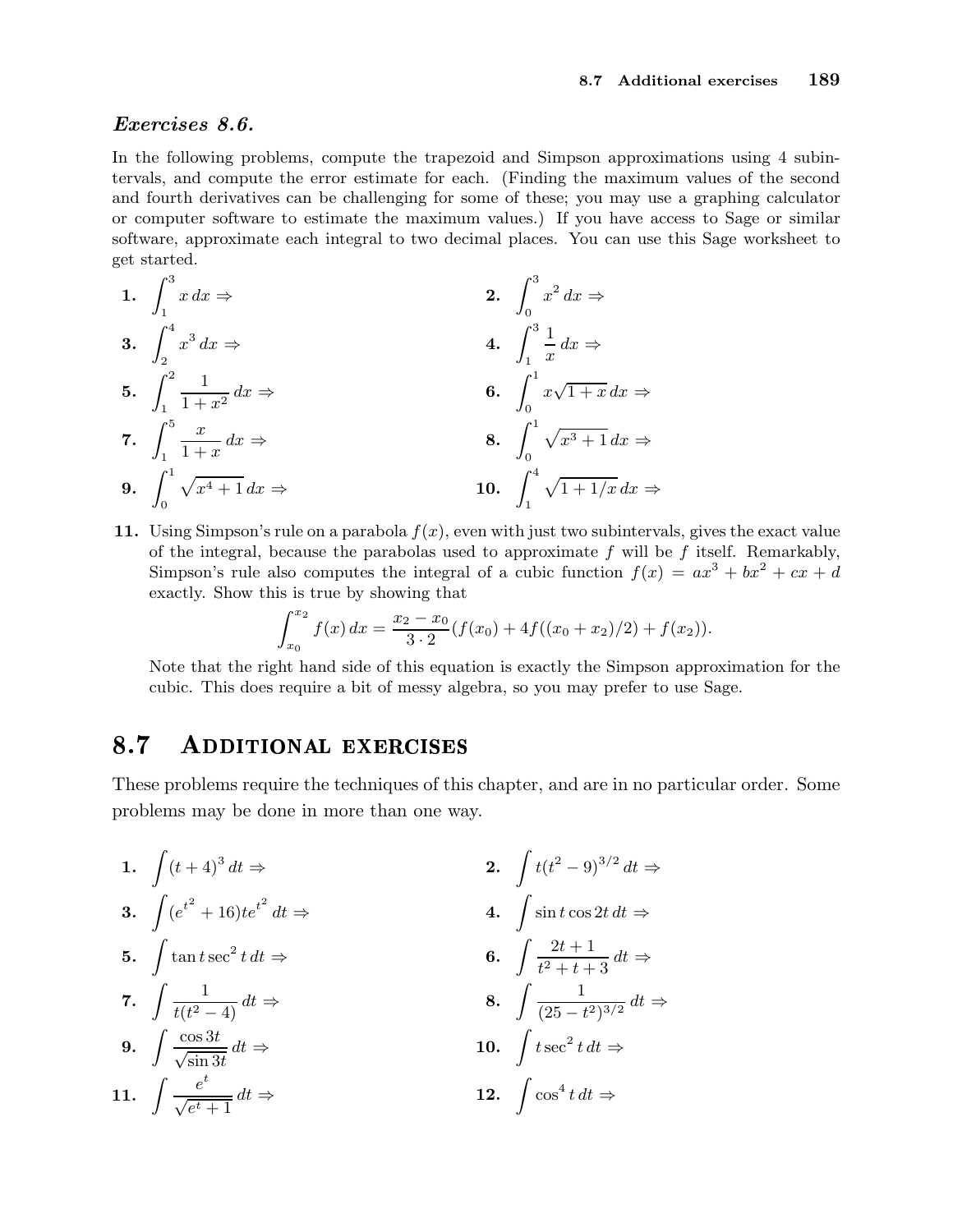***Exercises 8.6.***

In the following problems, compute the trapezoid and Simpson approximations using 4 subintervals, and compute the error estimate for each. (Finding the maximum values of the second and fourth derivatives can be challenging for some of these; you may use a graphing calculator or computer software to estimate the maximum values.) If you have access to Sage or similar software, approximate each integral to two decimal places. You can use this Sage worksheet to get started.

**1.** $\displaystyle\int_1^3 x\,dx \Rightarrow$

**2.** $\displaystyle\int_0^3 x^2\,dx \Rightarrow$

**3.** $\displaystyle\int_2^4 x^3\,dx \Rightarrow$

**4.** $\displaystyle\int_1^3 \frac{1}{x}\,dx \Rightarrow$

**5.** $\displaystyle\int_1^2 \frac{1}{1+x^2}\,dx \Rightarrow$

**6.** $\displaystyle\int_0^1 x\sqrt{1+x}\,dx \Rightarrow$

**7.** $\displaystyle\int_1^5 \frac{x}{1+x}\,dx \Rightarrow$

**8.** $\displaystyle\int_0^1 \sqrt{x^3+1}\,dx \Rightarrow$

**9.** $\displaystyle\int_0^1 \sqrt{x^4+1}\,dx \Rightarrow$

**10.** $\displaystyle\int_1^4 \sqrt{1+1/x}\,dx \Rightarrow$

**11.** Using Simpson's rule on a parabola $f(x)$, even with just two subintervals, gives the exact value of the integral, because the parabolas used to approximate $f$ will be $f$ itself. Remarkably, Simpson's rule also computes the integral of a cubic function $f(x) = ax^3 + bx^2 + cx + d$ exactly. Show this is true by showing that

$$\int_{x_0}^{x_2} f(x)\,dx = \frac{x_2 - x_0}{3 \cdot 2}(f(x_0) + 4f((x_0 + x_2)/2) + f(x_2)).$$

Note that the right hand side of this equation is exactly the Simpson approximation for the cubic. This does require a bit of messy algebra, so you may prefer to use Sage.

## 8.7 Additional exercises

These problems require the techniques of this chapter, and are in no particular order. Some problems may be done in more than one way.

**1.** $\displaystyle\int (t+4)^3\,dt \Rightarrow$

**2.** $\displaystyle\int t(t^2-9)^{3/2}\,dt \Rightarrow$

**3.** $\displaystyle\int (e^{t^2}+16)te^{t^2}\,dt \Rightarrow$

**4.** $\displaystyle\int \sin t\cos 2t\,dt \Rightarrow$

**5.** $\displaystyle\int \tan t\sec^2 t\,dt \Rightarrow$

**6.** $\displaystyle\int \frac{2t+1}{t^2+t+3}\,dt \Rightarrow$

**7.** $\displaystyle\int \frac{1}{t(t^2-4)}\,dt \Rightarrow$

**8.** $\displaystyle\int \frac{1}{(25-t^2)^{3/2}}\,dt \Rightarrow$

**9.** $\displaystyle\int \frac{\cos 3t}{\sqrt{\sin 3t}}\,dt \Rightarrow$

**10.** $\displaystyle\int t\sec^2 t\,dt \Rightarrow$

**11.** $\displaystyle\int \frac{e^t}{\sqrt{e^t+1}}\,dt \Rightarrow$

**12.** $\displaystyle\int \cos^4 t\,dt \Rightarrow$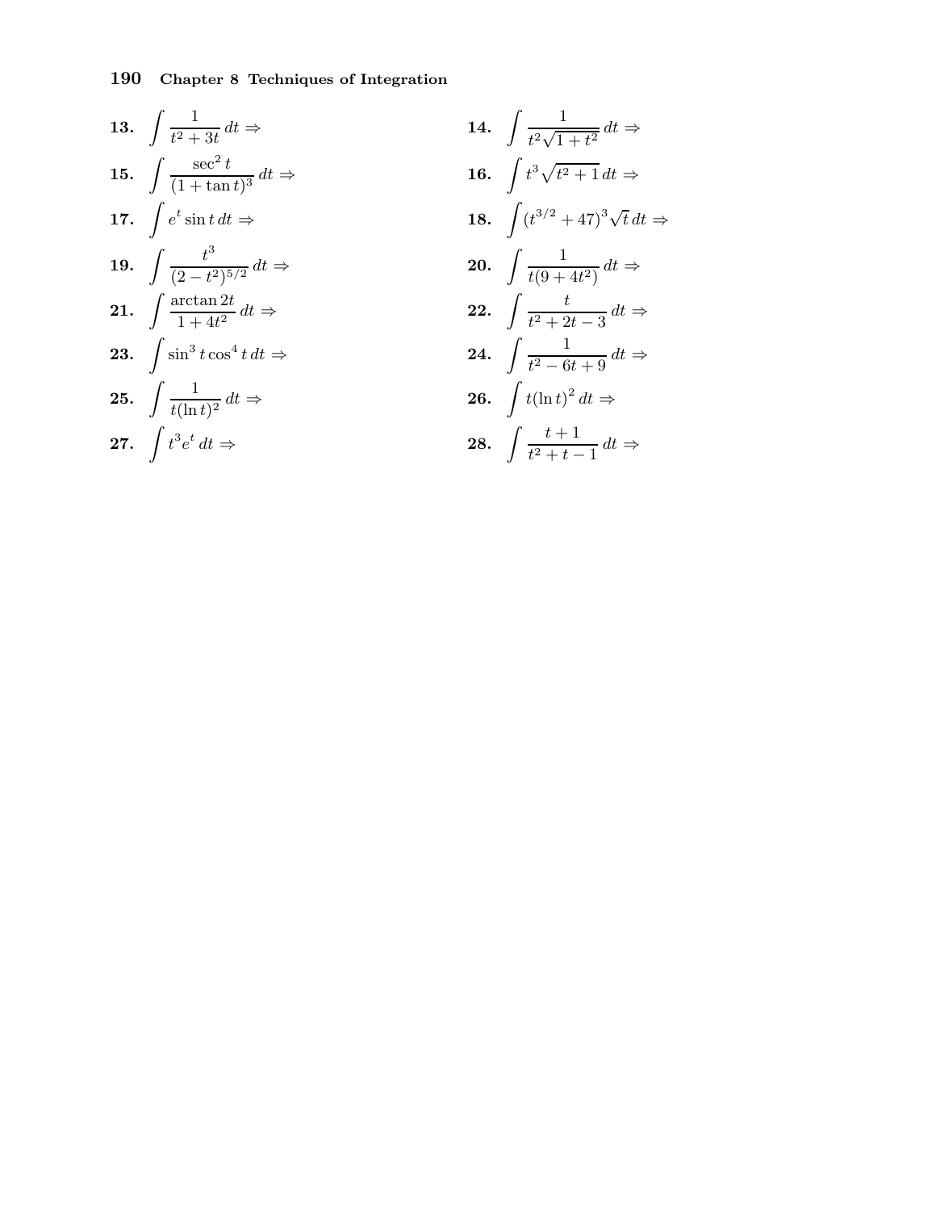**13.** $\displaystyle\int \frac{1}{t^2+3t}\,dt \Rightarrow$

**14.** $\displaystyle\int \frac{1}{t^2\sqrt{1+t^2}}\,dt \Rightarrow$

**15.** $\displaystyle\int \frac{\sec^2 t}{(1+\tan t)^3}\,dt \Rightarrow$

**16.** $\displaystyle\int t^3\sqrt{t^2+1}\,dt \Rightarrow$

**17.** $\displaystyle\int e^t \sin t\,dt \Rightarrow$

**18.** $\displaystyle\int (t^{3/2}+47)^3\sqrt{t}\,dt \Rightarrow$

**19.** $\displaystyle\int \frac{t^3}{(2-t^2)^{5/2}}\,dt \Rightarrow$

**20.** $\displaystyle\int \frac{1}{t(9+4t^2)}\,dt \Rightarrow$

**21.** $\displaystyle\int \frac{\arctan 2t}{1+4t^2}\,dt \Rightarrow$

**22.** $\displaystyle\int \frac{t}{t^2+2t-3}\,dt \Rightarrow$

**23.** $\displaystyle\int \sin^3 t\cos^4 t\,dt \Rightarrow$

**24.** $\displaystyle\int \frac{1}{t^2-6t+9}\,dt \Rightarrow$

**25.** $\displaystyle\int \frac{1}{t(\ln t)^2}\,dt \Rightarrow$

**26.** $\displaystyle\int t(\ln t)^2\,dt \Rightarrow$

**27.** $\displaystyle\int t^3 e^t\,dt \Rightarrow$

**28.** $\displaystyle\int \frac{t+1}{t^2+t-1}\,dt \Rightarrow$